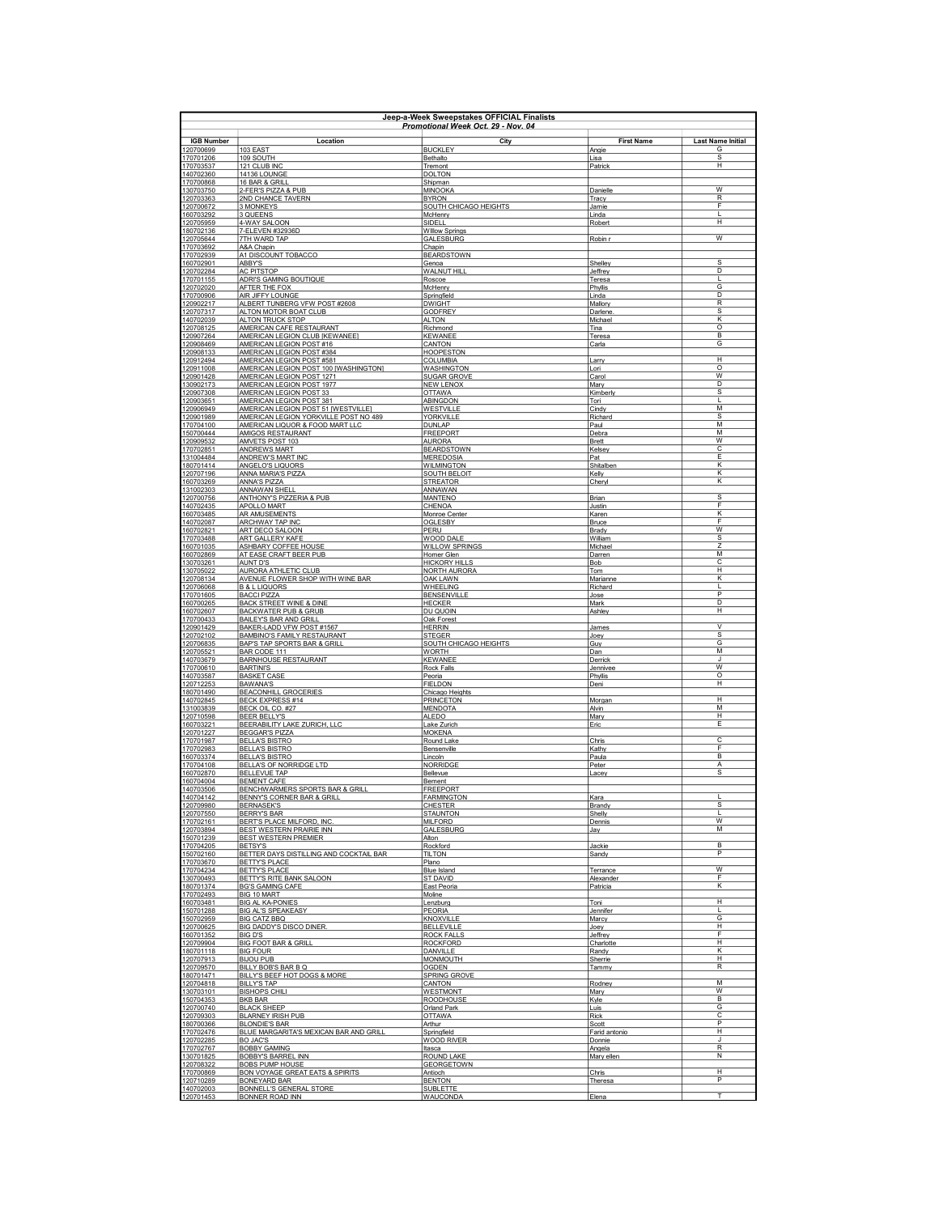| Jeep-a-Week Sweepstakes OFFICIAL Finalists | | | | |
|---|---|---|---|---|
| *Promotional Week Oct. 29 - Nov. 04* | | | | |
| **IGB Number** | **Location** | **City** | **First Name** | **Last Name Initial** |
| 120700699 | 103 EAST | BUCKLEY | Angie | G |
| 170701206 | 109 SOUTH | Bethalto | Lisa | S |
| 170703537 | 121 CLUB INC | Tremont | Patrick | H |
| 140702360 | 14136 LOUNGE | DOLTON | | |
| 170700868 | 16 BAR & GRILL | Shipman | | |
| 130703750 | 2-FER'S PIZZA & PUB | MINOOKA | Danielle | W |
| 120703363 | 2ND CHANCE TAVERN | BYRON | Tracy | R |
| 120700672 | 3 MONKEYS | SOUTH CHICAGO HEIGHTS | Jamie | F |
| 160703292 | 3 QUEENS | McHenry | Linda | L |
| 120705959 | 4-WAY SALOON | SIDELL | Robert | H |
| 180702136 | 7-ELEVEN #32936D | Willow Springs | | |
| 120705644 | 7TH WARD TAP | GALESBURG | Robin r | W |
| 170703692 | A&A Chapin | Chapin | | |
| 170702939 | A1 DISCOUNT TOBACCO | BEARDSTOWN | | |
| 160702901 | ABBY'S | Genoa | Shelley | S |
| 120702284 | AC PITSTOP | WALNUT HILL | Jeffrey | D |
| 170701155 | ADRI'S GAMING BOUTIQUE | Roscoe | Teresa | L |
| 120702020 | AFTER THE FOX | McHenry | Phyllis | G |
| 170700906 | AIR JIFFY LOUNGE | Springfield | Linda | D |
| 120902217 | ALBERT TUNBERG VFW POST #2608 | DWIGHT | Mallory | R |
| 120707317 | ALTON MOTOR BOAT CLUB | GODFREY | Darlene. | S |
| 140702039 | ALTON TRUCK STOP | ALTON | Michael | K |
| 120708125 | AMERICAN CAFE RESTAURANT | Richmond | Tina | O |
| 120907264 | AMERICAN LEGION CLUB [KEWANEE] | KEWANEE | Teresa | B |
| 120908469 | AMERICAN LEGION POST #16 | CANTON | Carla | G |
| 120908133 | AMERICAN LEGION POST #384 | HOOPESTON | | |
| 120912494 | AMERICAN LEGION POST #581 | COLUMBIA | Larry | H |
| 120911008 | AMERICAN LEGION POST 100 [WASHINGTON] | WASHINGTON | Lori | O |
| 120901428 | AMERICAN LEGION POST 1271 | SUGAR GROVE | Carol | W |
| 130902173 | AMERICAN LEGION POST 1977 | NEW LENOX | Mary | D |
| 120907308 | AMERICAN LEGION POST 33 | OTTAWA | Kimberly | S |
| 120903651 | AMERICAN LEGION POST 381 | ABINGDON | Tori | L |
| 120906949 | AMERICAN LEGION POST 51 [WESTVILLE] | WESTVILLE | Cindy | M |
| 120901989 | AMERICAN LEGION YORKVILLE POST NO 489 | YORKVILLE | Richard | S |
| 170704100 | AMERICAN LIQUOR & FOOD MART LLC | DUNLAP | Paul | M |
| 150700444 | AMIGOS RESTAURANT | FREEPORT | Debra | M |
| 120909532 | AMVETS POST 103 | AURORA | Brett | W |
| 170702851 | ANDREWS MART | BEARDSTOWN | Kelsey | C |
| 131004484 | ANDREW'S MART INC | MEREDOSIA | Pat | E |
| 180701414 | ANGELO'S LIQUORS | WILMINGTON | Shitalben | K |
| 120707196 | ANNA MARIA'S PIZZA | SOUTH BELOIT | Kelly | K |
| 160703269 | ANNA'S PIZZA | STREATOR | Cheryl | K |
| 131002303 | ANNAWAN SHELL | ANNAWAN | | |
| 120700756 | ANTHONY'S PIZZERIA & PUB | MANTENO | Brian | S |
| 140702435 | APOLLO MART | CHENOA | Justin | F |
| 160703485 | AR AMUSEMENTS | Monroe Center | Karen | K |
| 140702087 | ARCHWAY TAP INC | OGLESBY | Bruce | F |
| 160702821 | ART DECO SALOON | PERU | Brady | W |
| 170703488 | ART GALLERY KAFE | WOOD DALE | William | S |
| 160701035 | ASHBARY COFFEE HOUSE | WILLOW SPRINGS | Michael | Z |
| 160702869 | AT EASE CRAFT BEER PUB | Homer Glen | Darren | M |
| 130703261 | AUNT D'S | HICKORY HILLS | Bob | C |
| 130705022 | AURORA ATHLETIC CLUB | NORTH AURORA | Tom | H |
| 120708134 | AVENUE FLOWER SHOP WITH WINE BAR | OAK LAWN | Marianne | K |
| 120706068 | B & L LIQUORS | WHEELING | Richard | L |
| 170701605 | BACCI PIZZA | BENSENVILLE | Jose | P |
| 160700265 | BACK STREET WINE & DINE | HECKER | Mark | D |
| 160702607 | BACKWATER PUB & GRUB | DU QUOIN | Ashley | H |
| 170700433 | BAILEY'S BAR AND GRILL | Oak Forest | | |
| 120901429 | BAKER-LADD VFW POST #1567 | HERRIN | James | V |
| 120702102 | BAMBINO'S FAMILY RESTAURANT | STEGER | Joey | S |
| 120706835 | BAP'S TAP SPORTS BAR & GRILL | SOUTH CHICAGO HEIGHTS | Guy | G |
| 120705521 | BAR CODE 111 | WORTH | Dan | M |
| 140703679 | BARNHOUSE RESTAURANT | KEWANEE | Derrick | J |
| 170700610 | BARTINI'S | Rock Falls | Jennivee | W |
| 140703587 | BASKET CASE | Peoria | Phyllis | O |
| 120712253 | BAWANA'S | FIELDON | Deni | H |
| 180701490 | BEACONHILL GROCERIES | Chicago Heights | | |
| 140702845 | BECK EXPRESS #14 | PRINCETON | Morgan | H |
| 131003839 | BECK OIL CO. #27 | MENDOTA | Alvin | M |
| 120710598 | BEER BELLY'S | ALEDO | Mary | H |
| 160703221 | BEERABILITY LAKE ZURICH, LLC | Lake Zurich | Eric | E |
| 120701227 | BEGGAR'S PIZZA | MOKENA | | |
| 170701987 | BELLA'S BISTRO | Round Lake | Chris | C |
| 170702983 | BELLA'S BISTRO | Bensenville | Kathy | F |
| 160703374 | BELLA'S BISTRO | Lincoln | Paula | B |
| 170704108 | BELLA'S OF NORRIDGE LTD | NORRIDGE | Peter | A |
| 160702870 | BELLEVUE TAP | Bellevue | Lacey | S |
| 160704004 | BEMENT CAFE | Bement | | |
| 140703506 | BENCHWARMERS SPORTS BAR & GRILL | FREEPORT | | |
| 140704142 | BENNY'S CORNER BAR & GRILL | FARMINGTON | Kara | L |
| 120709980 | BERNASEK'S | CHESTER | Brandy | S |
| 120707550 | BERRY'S BAR | STAUNTON | Shelly | L |
| 170702161 | BERT'S PLACE MILFORD, INC. | MILFORD | Dennis | W |
| 120703894 | BEST WESTERN PRAIRIE INN | GALESBURG | Jay | M |
| 150701239 | BEST WESTERN PREMIER | Alton | | |
| 170704205 | BETSY'S | Rockford | Jackie | B |
| 150702160 | BETTER DAYS DISTILLING AND COCKTAIL BAR | TILTON | Sandy | P |
| 170703670 | BETTY'S PLACE | Plano | | |
| 170704234 | BETTY'S PLACE | Blue Island | Terrance | W |
| 130700493 | BETTY'S RITE BANK SALOON | ST DAVID | Alexander | F |
| 180701374 | BG'S GAMING CAFE | East Peoria | Patricia | K |
| 170702493 | BIG 10 MART | Moline | | |
| 160703481 | BIG AL KA-PONIES | Lenzburg | Toni | H |
| 150701288 | BIG AL'S SPEAKEASY | PEORIA | Jennifer | L |
| 150702959 | BIG CATZ BBQ | KNOXVILLE | Marcy | G |
| 120700625 | BIG DADDY'S DISCO DINER. | BELLEVILLE | Joey | H |
| 160701352 | BIG D'S | ROCK FALLS | Jeffrey | F |
| 120709904 | BIG FOOT BAR & GRILL | ROCKFORD | Charlotte | H |
| 180701118 | BIG FOUR | DANVILLE | Randy | K |
| 120707913 | BIJOU PUB | MONMOUTH | Sherrie | H |
| 120709570 | BILLY BOB'S BAR B Q | OGDEN | Tammy | R |
| 180701471 | BILLY'S BEEF HOT DOGS & MORE | SPRING GROVE | | |
| 120704818 | BILLY'S TAP | CANTON | Rodney | M |
| 130703101 | BISHOPS CHILI | WESTMONT | Mary | W |
| 150704353 | BKB BAR | ROODHOUSE | Kyle | B |
| 120700740 | BLACK SHEEP | Orland Park | Luis | G |
| 120709303 | BLARNEY IRISH PUB | OTTAWA | Rick | C |
| 180700366 | BLONDIE'S BAR | Arthur | Scott | P |
| 170702476 | BLUE MARGARITA'S MEXICAN BAR AND GRILL | Springfield | Farid antonio | H |
| 120702285 | BO JAC'S | WOOD RIVER | Donnie | J |
| 170702767 | BOBBY GAMING | Itasca | Angela | R |
| 130701825 | BOBBY'S BARREL INN | ROUND LAKE | Mary ellen | N |
| 120708322 | BOBS PUMP HOUSE | GEORGETOWN | | |
| 170700869 | BON VOYAGE GREAT EATS & SPIRITS | Antioch | Chris | H |
| 120710289 | BONEYARD BAR | BENTON | Theresa | P |
| 140702003 | BONNELL'S GENERAL STORE | SUBLETTE | | |
| 120701453 | BONNER ROAD INN | WAUCONDA | Elena | T |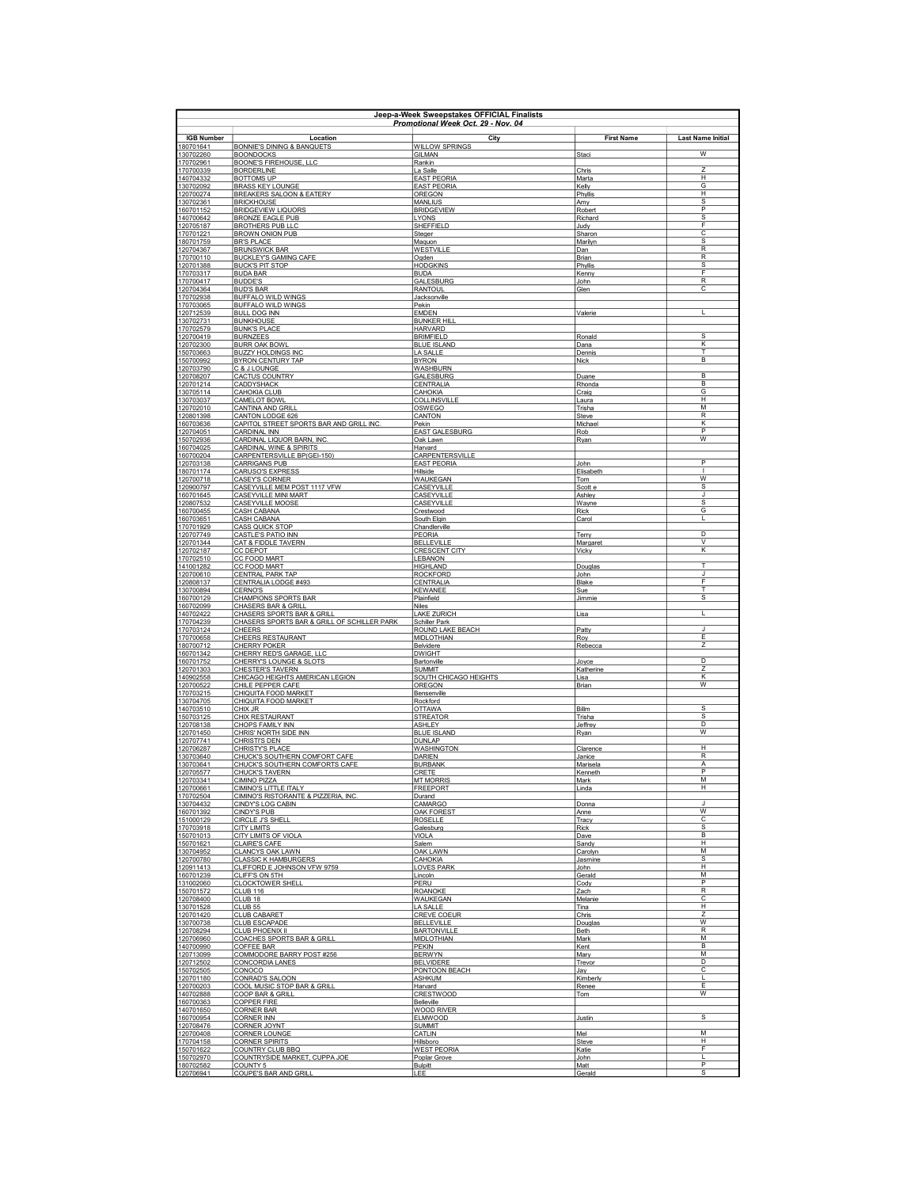| Jeep-a-Week Sweepstakes OFFICIAL Finalists | | | | |
|---|---|---|---|---|
| *Promotional Week Oct. 29 - Nov. 04* | | | | |
| **IGB Number** | **Location** | **City** | **First Name** | **Last Name Initial** |
| 180701641 | BONNIE'S DINING & BANQUETS | WILLOW SPRINGS | | |
| 130702260 | BOONDOCKS | GILMAN | Staci | W |
| 170702961 | BOONE'S FIREHOUSE, LLC | Rankin | | |
| 170700339 | BORDERLINE | La Salle | Chris | Z |
| 140704332 | BOTTOMS UP | EAST PEORIA | Marta | H |
| 130702092 | BRASS KEY LOUNGE | EAST PEORIA | Kelly | G |
| 120700274 | BREAKERS SALOON & EATERY | OREGON | Phyllis | H |
| 130702361 | BRICKHOUSE | MANLIUS | Amy | S |
| 160701152 | BRIDGEVIEW LIQUORS | BRIDGEVIEW | Robert | P |
| 140700642 | BRONZE EAGLE PUB | LYONS | Richard | S |
| 120705187 | BROTHERS PUB LLC | SHEFFIELD | Judy | F |
| 170701221 | BROWN ONION PUB | Steger | Sharon | C |
| 180701759 | BR'S PLACE | Maquon | Marilyn | S |
| 120704367 | BRUNSWICK BAR | WESTVILLE | Dan | R |
| 170700110 | BUCKLEY'S GAMING CAFE | Ogden | Brian | R |
| 120701388 | BUCK'S PIT STOP | HODGKINS | Phyllis | S |
| 170703317 | BUDA BAR | BUDA | Kenny | F |
| 170700417 | BUDDE'S | GALESBURG | John | R |
| 120704364 | BUD'S BAR | RANTOUL | Glen | C |
| 170702938 | BUFFALO WILD WINGS | Jacksonville | | |
| 170703065 | BUFFALO WILD WINGS | Pekin | | |
| 120712539 | BULL DOG INN | EMDEN | Valerie | L |
| 130702731 | BUNKHOUSE | BUNKER HILL | | |
| 170702579 | BUNK'S PLACE | HARVARD | | |
| 120700419 | BURNZEES | BRIMFIELD | Ronald | S |
| 120702300 | BURR OAK BOWL | BLUE ISLAND | Dana | K |
| 150703663 | BUZZY HOLDINGS INC | LA SALLE | Dennis | T |
| 150700992 | BYRON CENTURY TAP | BYRON | Nick | B |
| 120703790 | C & J LOUNGE | WASHBURN | | |
| 120708207 | CACTUS COUNTRY | GALESBURG | Duane | B |
| 120701214 | CADDYSHACK | CENTRALIA | Rhonda | B |
| 130705114 | CAHOKIA CLUB | CAHOKIA | Craig | G |
| 130703037 | CAMELOT BOWL | COLLINSVILLE | Laura | H |
| 120702010 | CANTINA AND GRILL | OSWEGO | Trisha | M |
| 120801398 | CANTON LODGE 626 | CANTON | Steve | R |
| 160703636 | CAPITOL STREET SPORTS BAR AND GRILL INC. | Pekin | Michael | K |
| 120704051 | CARDINAL INN | EAST GALESBURG | Rob | P |
| 150702936 | CARDINAL LIQUOR BARN, INC. | Oak Lawn | Ryan | W |
| 160704025 | CARDINAL WINE & SPIRITS | Harvard | | |
| 160700204 | CARPENTERSVILLE BP(GEI-150) | CARPENTERSVILLE | | |
| 120703138 | CARRIGANS PUB | EAST PEORIA | John | P |
| 180701174 | CARUSO'S EXPRESS | Hillside | Elisabeth | I |
| 120700718 | CASEY'S CORNER | WAUKEGAN | Tom | W |
| 120900797 | CASEYVILLE MEM POST 1117 VFW | CASEYVILLE | Scott e | S |
| 160701645 | CASEYVILLE MINI MART | CASEYVILLE | Ashley | J |
| 120807532 | CASEYVILLE MOOSE | CASEYVILLE | Wayne | S |
| 160700455 | CASH CABANA | Crestwood | Rick | G |
| 160703651 | CASH CABANA | South Elgin | Carol | L |
| 170701929 | CASS QUICK STOP | Chandlerville | | |
| 120707749 | CASTLE'S PATIO INN | PEORIA | Terry | D |
| 120701344 | CAT & FIDDLE TAVERN | BELLEVILLE | Margaret | V |
| 120702187 | CC DEPOT | CRESCENT CITY | Vicky | K |
| 170702510 | CC FOOD MART | LEBANON | | |
| 141001282 | CC FOOD MART | HIGHLAND | Douglas | T |
| 120700610 | CENTRAL PARK TAP | ROCKFORD | John | J |
| 120808137 | CENTRALIA LODGE #493 | CENTRALIA | Blake | F |
| 130700894 | CERNO'S | KEWANEE | Sue | T |
| 160700129 | CHAMPIONS SPORTS BAR | Plainfield | Jimmie | S |
| 160702099 | CHASERS BAR & GRILL | Niles | | |
| 140702422 | CHASERS SPORTS BAR & GRILL | LAKE ZURICH | Lisa | L |
| 170704239 | CHASERS SPORTS BAR & GRILL OF SCHILLER PARK | Schiller Park | | |
| 170703124 | CHEERS | ROUND LAKE BEACH | Patty | J |
| 170700658 | CHEERS RESTAURANT | MIDLOTHIAN | Roy | E |
| 180700712 | CHERRY POKER | Belvidere | Rebecca | Z |
| 160701342 | CHERRY RED'S GARAGE, LLC | DWIGHT | | |
| 160701752 | CHERRY'S LOUNGE & SLOTS | Bartonville | Joyce | D |
| 120701303 | CHESTER'S TAVERN | SUMMIT | Katherine | Z |
| 140902558 | CHICAGO HEIGHTS AMERICAN LEGION | SOUTH CHICAGO HEIGHTS | Lisa | K |
| 120700522 | CHILE PEPPER CAFE | OREGON | Brian | W |
| 170703215 | CHIQUITA FOOD MARKET | Bensenville | | |
| 130704705 | CHIQUITA FOOD MARKET | Rockford | | |
| 140703510 | CHIX JR | OTTAWA | Billm | S |
| 150703125 | CHIX RESTAURANT | STREATOR | Trisha | S |
| 120708138 | CHOPS FAMILY INN | ASHLEY | Jeffrey | D |
| 120701450 | CHRIS' NORTH SIDE INN | BLUE ISLAND | Ryan | W |
| 120707741 | CHRISTI'S DEN | DUNLAP | | |
| 120706287 | CHRISTY'S PLACE | WASHINGTON | Clarence | H |
| 130703640 | CHUCK'S SOUTHERN COMFORT CAFE | DARIEN | Janice | R |
| 130703641 | CHUCK'S SOUTHERN COMFORTS CAFE | BURBANK | Marisela | A |
| 120705577 | CHUCK'S TAVERN | CRETE | Kenneth | P |
| 120703341 | CIMINO PIZZA | MT MORRIS | Mark | M |
| 120700661 | CIMINO'S LITTLE ITALY | FREEPORT | Linda | H |
| 170702504 | CIMINO'S RISTORANTE & PIZZERIA, INC. | Durand | | |
| 130704432 | CINDY'S LOG CABIN | CAMARGO | Donna | J |
| 160701392 | CINDY'S PUB | OAK FOREST | Anne | W |
| 151000129 | CIRCLE J'S SHELL | ROSELLE | Tracy | C |
| 170703918 | CITY LIMITS | Galesburg | Rick | S |
| 150701013 | CITY LIMITS OF VIOLA | VIOLA | Dave | B |
| 150701821 | CLAIRE'S CAFE | Salem | Sandy | H |
| 130704952 | CLANCYS OAK LAWN | OAK LAWN | Carolyn | M |
| 120700780 | CLASSIC K HAMBURGERS | CAHOKIA | Jasmine | S |
| 120911413 | CLIFFORD E JOHNSON VFW 9759 | LOVES PARK | John | H |
| 160701239 | CLIFF'S ON 5TH | Lincoln | Gerald | M |
| 131002060 | CLOCKTOWER SHELL | PERU | Cody | P |
| 150701572 | CLUB 116 | ROANOKE | Zach | R |
| 120708400 | CLUB 18 | WAUKEGAN | Melanie | C |
| 130701528 | CLUB 55 | LA SALLE | Tina | H |
| 120701420 | CLUB CABARET | CREVE COEUR | Chris | Z |
| 130700738 | CLUB ESCAPADE | BELLEVILLE | Douglas | W |
| 120708294 | CLUB PHOENIX II | BARTONVILLE | Beth | R |
| 120706960 | COACHES SPORTS BAR & GRILL | MIDLOTHIAN | Mark | M |
| 140700990 | COFFEE BAR | PEKIN | Kent | B |
| 120713099 | COMMODORE BARRY POST #256 | BERWYN | Mary | M |
| 120712502 | CONCORDIA LANES | BELVIDERE | Trevor | D |
| 150702505 | CONOCO | PONTOON BEACH | Jay | C |
| 120701180 | CONRAD'S SALOON | ASHKUM | Kimberly | L |
| 120700203 | COOL MUSIC STOP BAR & GRILL | Harvard | Renee | E |
| 140702888 | COOP BAR & GRILL | CRESTWOOD | Tom | W |
| 160700363 | COPPER FIRE | Belleville | | |
| 140701650 | CORNER BAR | WOOD RIVER | | |
| 160700954 | CORNER INN | ELMWOOD | Justin | S |
| 120708476 | CORNER JOYNT | SUMMIT | | |
| 120700408 | CORNER LOUNGE | CATLIN | Mel | M |
| 170704158 | CORNER SPIRITS | Hillsboro | Steve | H |
| 150701622 | COUNTRY CLUB BBQ | WEST PEORIA | Katie | F |
| 150702970 | COUNTRYSIDE MARKET, CUPPA JOE | Poplar Grove | John | L |
| 180702582 | COUNTY 5 | Bulpitt | Matt | P |
| 120706941 | COUPE'S BAR AND GRILL | LEE | Gerald | S |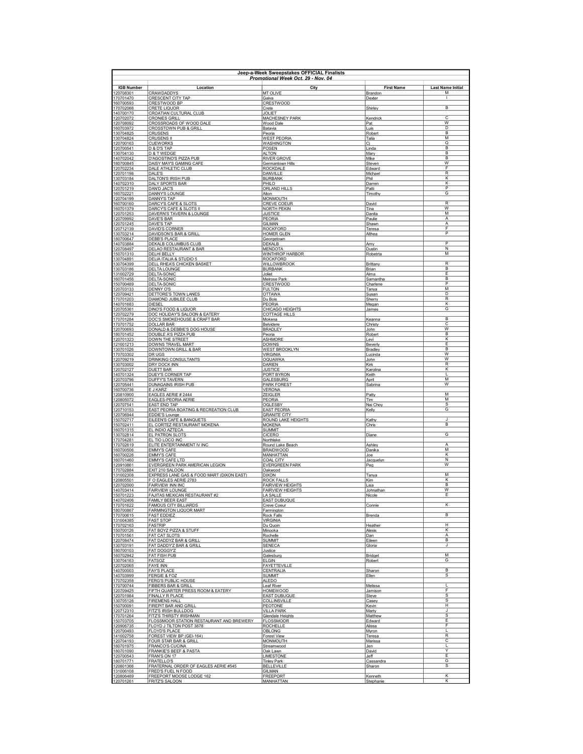**Jeep-a-Week Sweepstakes OFFICIAL Finalists**
*Promotional Week Oct. 29 - Nov. 04*

| IGB Number | Location | City | First Name | Last Name Initial |
|---|---|---|---|---|
| 120708301 | CRAWDADDYS | MT OLIVE | Brandon | M |
| 170701470 | CRESCENT CITY TAP | Galva | Dexter | I |
| 160700593 | CRESTWOOD BP | CRESTWOOD | | |
| 170702068 | CRETE LIQUOR | Crete | Shirley | B |
| 140700170 | CROATIAN CULTURAL CLUB | JOLIET | | |
| 120702072 | CRONIES GRILL | MACHESNEY PARK | Kendrick | C |
| 120708092 | CROSSROADS OF WOOD DALE | Wood Dale | Pat | W |
| 160703972 | CROSSTOWN PUB & GRILL | Batavia | Luis | D |
| 130704825 | CRUSENS | Peoria | Robert | B |
| 130704824 | CRUSENS II | WEST PEORIA | Talia | M |
| 120700163 | CUEWORKS | WASHINGTON | Cj | Q |
| 120700541 | D & D'S TAP | POSEN | Linda | B |
| 130704130 | D & T WEDGE | ALTON | Mary | B |
| 140702042 | D'AGOSTINO'S PIZZA PUB | RIVER GROVE | Mike | B |
| 180700845 | DAISY MAY'S GAMING CAFE | Germantown Hills | Steven | W |
| 120702234 | DALE ATHLETIC CLUB | ROCKDALE | Edward | F |
| 120701198 | DALE'S | DANVILLE | Michael | R |
| 130703184 | DALTON'S IRISH PUB | BURBANK | Phil | K |
| 140702310 | DALY SPORTS BAR | PHILO | Darren | K |
| 120701219 | DAN'D JAC'S | ORLAND HILLS | Patti | P |
| 160702221 | DANNY'S LOUNGE | Alton | Timothy | G |
| 120704199 | DANNY'S TAP | MONMOUTH | | |
| 160700160 | DARCY'S CAFE & SLOTS | CREVE COEUR | David | R |
| 160701379 | DARCY'S CAFE & SLOTS II | NORTH PEKIN | Tina | W |
| 120701253 | DAVERN'S TAVERN & LOUNGE | JUSTICE | Danita | M |
| 120709992 | DAVE'S BAR | PEORIA | Paulie | A |
| 120701245 | DAVE'S TAP | GILMAN | Shawn | A |
| 120712139 | DAVID'S CORNER | ROCKFORD | Teresa | F |
| 130703214 | DAVIDSON'S BAR & GRILL | HOMER GLEN | Althea | P |
| 180700647 | DEBB'S PLACE | Georgetown | | |
| 140703884 | DEKALB COLUMBUS CLUB | DEKALB | Amy | P |
| 120708497 | DELAO RESTAURANT & BAR | MENDOTA | Dustin | N |
| 150701310 | DELHI BELLY | WINTHROP HARBOR | Robetrta | M |
| 130704891 | DELIA ITALIA & STUDIO 5 | ROCKFORD | | |
| 130704399 | DELL RHEA'S CHICKEN BASKET | WILLOWBROOK | Brittany | R |
| 130703186 | DELTA LOUNGE | BURBANK | Brian | B |
| 131002729 | DELTA-SONIC | Joliet | Alma | E |
| 160701456 | DELTA-SONIC | Melrose Park | Samantha | B |
| 150700489 | DELTA-SONIC | CRESTWOOD | Charlene | P |
| 120703133 | DENNY O'S | FULTON | Tanya | M |
| 120709421 | DETTORE'S TOWN LANES | OTTAWA | Susan | D |
| 170701203 | DIAMOND JUBILEE CLUB | Du Bois | Sherry | R |
| 140701683 | DIESEL | PEORIA | Megan | K |
| 120705361 | DINO'S FOOD & LIQUOR | CHICAGO HEIGHTS | James | G |
| 120702279 | DOC HOLIDAY'S SALOON & EATERY | COTTAGE HILLS | | |
| 170701284 | DOC'S SMOKEHOUSE & CRAFT BAR | Mokena | Keanna | B |
| 170701752 | DOLLAR BAR | Belvidere | Christy | C |
| 120700693 | DONALD & DEBBIE'S DOG HOUSE | BRADLEY | John | W |
| 180701452 | DOUBLE A'S PIZZA PUB | Peoria | Robert | B |
| 120701323 | DOWN THE STREET | ASHMORE | Levi | K |
| 121001213 | DOWNS TRAVEL MART | DOWNS | Beverly | E |
| 130701026 | DOWNTOWN GRILL & BAR | WEST BROOKLYN | Bradley | B |
| 170703302 | DR UGS | VIRGINIA | Lucinda | W |
| 120709219 | DRINKING CONSULTANTS | OQUAWKA | John | W |
| 130703002 | DRY DOCK INN | DARIEN | Kirk | R |
| 120702127 | DUETT BAR | JUSTICE | Karolina | K |
| 140701324 | DUEY'S CORNER TAP | PORT BYRON | Keith | L |
| 120703796 | DUFFY'S TAVERN | GALESBURG | April | M |
| 120705441 | DUNAGAINS IRISH PUB | PARK FOREST | Sabrina | W |
| 160700736 | E J KARZ | VERONA | | |
| 120810900 | EAGLES AERIE # 2444 | ZEIGLER | Patty | M |
| 120805072 | EAGLES-PEORIA AERIE | PEORIA | Tim | M |
| 120707541 | EAST END TAP | OGLESBY | Nai Choy | S |
| 120710153 | EAST PEORIA BOATING & RECREATION CLUB | EAST PEORIA | Kelly | G |
| 120706944 | EDDIE'S Lounge | GRANITE CITY | | |
| 150702717 | EILEEN'S CAFE & BANQUETS | ROUND LAKE HEIGHTS | Kathy | J |
| 150702411 | EL CORTEZ RESTAURANT MOKENA | MOKENA | Chris | B |
| 160701315 | EL INDIO AZTECA | SUMMIT | | |
| 130702814 | EL PATRON SLOTS | CICERO | Diane | G |
| 170704281 | EL TIO LOCO INC | Northlake | | |
| 170702619 | ELITE ENTERTAINMENT IV INC | Round Lake Beach | Ashley | A |
| 160700506 | EMMY'S CAFE | BRAIDWOOD | Danika | M |
| 160700226 | EMMY'S CAFE | MANHATTAN | Joe | K |
| 160701460 | EMMY'S CAFE LTD | COAL CITY | Jacquelyn | N |
| 120910861 | EVERGREEN PARK AMERICAN LEGION | EVERGREEN PARK | Peg | W |
| 170702884 | EXIT 210 SALOON | Oakwood | | |
| 131002308 | EXPRESS LANE GAS & FOOD MART (DIXON EAST) | DIXON | Tanya | M |
| 120805501 | F O EAGLES AERIE 2783 | ROCK FALLS | Kim | K |
| 120702000 | FAIRVIEW INN INC | FAIRVIEW HEIGHTS | Lisa | B |
| 140703414 | FAIRVIEW LOUNGE | FAIRVIEW HEIGHTS | Johnathan | W |
| 150701223 | FAJITAS MEXICAN RESTAURANT #2 | LA SALLE | Nicole | E |
| 140702406 | FAMILY BEER EAST | EAST DUBUQUE | | |
| 170701622 | FAMOUS CITY BILLIARDS | Creve Coeur | Connie | K |
| 180700867 | FARMINGTON LIQUOR MART | Farmington | | |
| 170700615 | FAST EDDIEZ | Rock Falls | Brenda | B |
| 131004385 | FAST STOP | VIRGINIA | | |
| 170702163 | FASTRIP | Du Quoin | Heather | H |
| 150700126 | FAT BOYZ PIZZA & STUFF | Minooka | Alexis | K |
| 170701561 | FAT CAT SLOTS | Rochelle | Dan | A |
| 120708474 | FAT DADDYZ BAR & GRILL | SUMMIT | Eileen | B |
| 130703191 | FAT DADDY'Z BAR & GRILL | SENECA | Gloria | J |
| 180700103 | FAT DOGGY'Z | Justice | | |
| 160702942 | FAT FISH PUB | Galesburg | Bridget | M |
| 130704163 | FATSOZ | ELGIN | Robert | G |
| 120702065 | FAYE INN | FAYETTEVILLE | | |
| 140700003 | FAY'S PLACE | CENTRALIA | Sharon | B |
| 140703999 | FERGIE & FOZ | SUMMIT | Ellen | S |
| 170702358 | FERG'S PUBLIC HOUSE | ALEDO | | |
| 170700744 | FIBBERS BAR & GRILL | Leaf River | Melissa | L |
| 120709425 | FIFTH QUARTER PRESS ROOM & EATERY | HOMEWOOD | Jamison | F |
| 120701984 | FINALLY R PLACE | EAST DUBUQUE | Steve | S |
| 130705126 | FIREMENS HALL | COLLINSVILLE | Casey | S |
| 150700091 | FIREPIT BAR AND GRILL | PEOTONE | Kevin | H |
| 120712310 | FITZ'S IRISH BULLDOG | VILLA PARK | Marty | J |
| 170701264 | FITZ'S THIRSTY IRISHMAN | Glendale Heights | Matthew | S |
| 150703705 | FLOSSMOOR STATION RESTAURANT AND BREWERY | FLOSSMOOR | Edward | E |
| 120906735 | FLOYD J TILTON POST 3878 | ROCHELLE | Alissa | F |
| 120700493 | FLOYD'S PLACE | OBLONG | Myron | L |
| 141002758 | FOREST VIEW BP (GEI-164) | Forest View | Teresa | R |
| 120704193 | FOUR STAR BAR & GRILL | MONMOUTH | Marissa | C |
| 180701975 | FRANCO'S CUCINA | Streamwood | Jen | L |
| 180701090 | FRANKIE'S BEEF & PASTA | Oak Lawn | David | Y |
| 120700543 | FRAN'S ON 17 | LIMESTONE | Jeff | E |
| 180701771 | FRATELLO'S | Tinley Park | Cassandra | G |
| 120801366 | FRATERNAL ORDER OF EAGLES AERIE #545 | BELLEVILLE | Sharon | S |
| 131006108 | FRED'S FUEL N FOOD | GILMAN | | |
| 120806489 | FREEPORT MOOSE LODGE 162 | FREEPORT | Kenneth | K |
| 120701261 | FRITZ'S SALOON | MANHATTAN | Stephanie | K |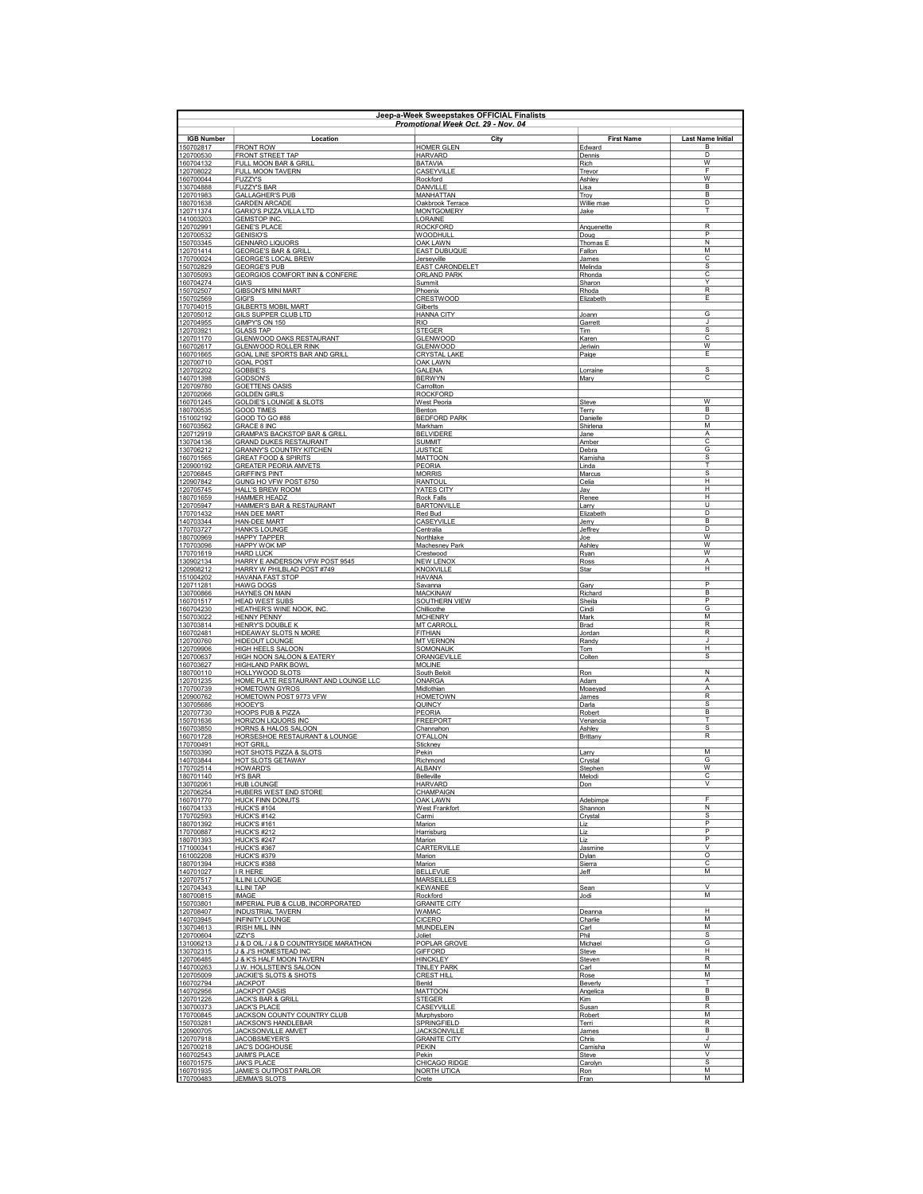**Jeep-a-Week Sweepstakes OFFICIAL Finalists**

*Promotional Week Oct. 29 - Nov. 04*

| IGB Number | Location | City | First Name | Last Name Initial |
|---|---|---|---|---|
| 150702817 | FRONT ROW | HOMER GLEN | Edward | B |
| 120700530 | FRONT STREET TAP | HARVARD | Dennis | D |
| 160704132 | FULL MOON BAR & GRILL | BATAVIA | Rich | W |
| 120708022 | FULL MOON TAVERN | CASEYVILLE | Trevor | F |
| 160700044 | FUZZY'S | Rockford | Ashley | W |
| 130704888 | FUZZY'S BAR | DANVILLE | Lisa | B |
| 120701983 | GALLAGHER'S PUB | MANHATTAN | Troy | B |
| 180701638 | GARDEN ARCADE | Oakbrook Terrace | Willie mae | D |
| 120711374 | GARIO'S PIZZA VILLA LTD | MONTGOMERY | Jake | T |
| 141003203 | GEMSTOP INC. | LORAINE | | |
| 120702991 | GENE'S PLACE | ROCKFORD | Anquenette | R |
| 120700532 | GENISIO'S | WOODHULL | Doug | P |
| 150703345 | GENNARO LIQUORS | OAK LAWN | Thomas E | N |
| 120701414 | GEORGE'S BAR & GRILL | EAST DUBUQUE | Fallon | M |
| 170700024 | GEORGE'S LOCAL BREW | Jerseyville | James | C |
| 150702829 | GEORGE'S PUB | EAST CARONDELET | Melinda | S |
| 130705093 | GEORGIOS COMFORT INN & CONFERE | ORLAND PARK | Rhonda | C |
| 160704274 | GIA'S | Summit | Sharon | Y |
| 150702507 | GIBSON'S MINI MART | Phoenix | Rhoda | R |
| 150702569 | GIGI'S | CRESTWOOD | Elizabeth | E |
| 170704015 | GILBERTS MOBIL MART | Gilberts | | |
| 120705012 | GILS SUPPER CLUB LTD | HANNA CITY | Joann | G |
| 120704955 | GIMPY'S ON 150 | RIO | Garrett | J |
| 120703921 | GLASS TAP | STEGER | Tim | S |
| 120701170 | GLENWOOD OAKS RESTAURANT | GLENWOOD | Karen | C |
| 160702617 | GLENWOOD ROLLER RINK | GLENWOOD | Jeriwin | W |
| 160701665 | GOAL LINE SPORTS BAR AND GRILL | CRYSTAL LAKE | Paige | E |
| 120700710 | GOAL POST | OAK LAWN | | |
| 120702202 | GOBBIE'S | GALENA | Lorraine | S |
| 140701398 | GODSON'S | BERWYN | Mary | C |
| 120709780 | GOETTENS OASIS | Carrollton | | |
| 120702066 | GOLDEN GIRLS | ROCKFORD | | |
| 160701245 | GOLDIE'S LOUNGE & SLOTS | West Peoria | Steve | W |
| 180700535 | GOOD TIMES | Benton | Terry | B |
| 151002192 | GOOD TO GO #88 | BEDFORD PARK | Danielle | D |
| 160703562 | GRACE 8 INC | Markham | Shirlena | M |
| 120712919 | GRAMPA'S BACKSTOP BAR & GRILL | BELVIDERE | Jane | A |
| 130704136 | GRAND DUKES RESTAURANT | SUMMIT | Amber | C |
| 130706212 | GRANNY'S COUNTRY KITCHEN | JUSTICE | Debra | G |
| 160701565 | GREAT FOOD & SPIRITS | MATTOON | Kamisha | S |
| 120900192 | GREATER PEORIA AMVETS | PEORIA | Linda | T |
| 120706845 | GRIFFIN'S PINT | MORRIS | Marcus | S |
| 120907842 | GUNG HO VFW POST 6750 | RANTOUL | Celia | H |
| 120705745 | HALL'S BREW ROOM | YATES CITY | Jay | H |
| 180701659 | HAMMER HEADZ | Rock Falls | Renee | H |
| 120705947 | HAMMER'S BAR & RESTAURANT | BARTONVILLE | Larry | U |
| 170701432 | HAN DEE MART | Red Bud | Elizabeth | D |
| 140703344 | HAN-DEE MART | CASEYVILLE | Jerry | B |
| 170703727 | HANK'S LOUNGE | Centralia | Jeffrey | D |
| 180700969 | HAPPY TAPPER | Northlake | Joe | W |
| 170703096 | HAPPY WOK MP | Machesney Park | Ashley | W |
| 170701619 | HARD LUCK | Crestwood | Ryan | W |
| 130902134 | HARRY E ANDERSON VFW POST 9545 | NEW LENOX | Ross | A |
| 120908212 | HARRY W PHILBLAD POST #749 | KNOXVILLE | Star | H |
| 151004202 | HAVANA FAST STOP | HAVANA | | |
| 120711281 | HAWG DOGS | Savanna | Gary | P |
| 130700866 | HAYNES ON MAIN | MACKINAW | Richard | B |
| 160701517 | HEAD WEST SUBS | SOUTHERN VIEW | Sheila | P |
| 160704230 | HEATHER'S WINE NOOK, INC. | Chillicothe | Cindi | G |
| 150703022 | HENNY PENNY | MCHENRY | Mark | M |
| 130703814 | HENRY'S DOUBLE K | MT CARROLL | Brad | R |
| 160702481 | HIDEAWAY SLOTS N MORE | FITHIAN | Jordan | R |
| 120700760 | HIDEOUT LOUNGE | MT VERNON | Randy | J |
| 120709906 | HIGH HEELS SALOON | SOMONAUK | Tom | H |
| 120700637 | HIGH NOON SALOON & EATERY | ORANGEVILLE | Colten | S |
| 160703627 | HIGHLAND PARK BOWL | MOLINE | | |
| 180700110 | HOLLYWOOD SLOTS | South Beloit | Ron | N |
| 120701235 | HOME PLATE RESTAURANT AND LOUNGE LLC | ONARGA | Adam | A |
| 170700739 | HOMETOWN GYROS | Midlothian | Moaeyad | A |
| 120900762 | HOMETOWN POST 9773 VFW | HOMETOWN | James | R |
| 130705686 | HOOEY'S | QUINCY | Darla | S |
| 120707730 | HOOPS PUB & PIZZA | PEORIA | Robert | B |
| 150701636 | HORIZON LIQUORS INC | FREEPORT | Venancia | T |
| 160703850 | HORNS & HALOS SALOON | Channahon | Ashley | S |
| 160701728 | HORSESHOE RESTAURANT & LOUNGE | O'FALLON | Brittany | R |
| 170700491 | HOT GRILL | Stickney | | |
| 150703390 | HOT SHOTS PIZZA & SLOTS | Pekin | Larry | M |
| 140703844 | HOT SLOTS GETAWAY | Richmond | Crystal | G |
| 170702514 | HOWARD'S | ALBANY | Stephen | W |
| 180701140 | H'S BAR | Belleville | Melodi | C |
| 130702061 | HUB LOUNGE | HARVARD | Don | V |
| 120706254 | HUBERS WEST END STORE | CHAMPAIGN | | |
| 160701770 | HUCK FINN DONUTS | OAK LAWN | Adebimpe | F |
| 160704133 | HUCK'S #104 | West Frankfort | Shannon | N |
| 170702593 | HUCK'S #142 | Carmi | Crystal | S |
| 180701392 | HUCK'S #161 | Marion | Liz | P |
| 170700887 | HUCK'S #212 | Harrisburg | Liz | P |
| 180701393 | HUCK'S #247 | Marion | Liz | P |
| 171000341 | HUCK'S #367 | CARTERVILLE | Jasmine | V |
| 161002208 | HUCK'S #379 | Marion | Dylan | O |
| 180701394 | HUCK'S #388 | Marion | Sierra | C |
| 140701027 | I R HERE | BELLEVUE | Jeff | M |
| 120707517 | ILLINI LOUNGE | MARSEILLES | | |
| 120704343 | ILLINI TAP | KEWANEE | Sean | V |
| 180700815 | IMAGE | Rockford | Jodi | M |
| 150703801 | IMPERIAL PUB & CLUB, INCORPORATED | GRANITE CITY | | |
| 120708407 | INDUSTRIAL TAVERN | WAMAC | Deanna | H |
| 140703945 | INFINITY LOUNGE | CICERO | Charlie | M |
| 130704613 | IRISH MILL INN | MUNDELEIN | Carl | M |
| 120700604 | IZZY'S | Joliet | Phil | S |
| 131006213 | J & D OIL / J & D COUNTRYSIDE MARATHON | POPLAR GROVE | Michael | G |
| 130702315 | J & J'S HOMESTEAD INC | GIFFORD | Steve | H |
| 120706485 | J & K'S HALF MOON TAVERN | HINCKLEY | Steven | R |
| 140700263 | J.W. HOLLSTEIN'S SALOON | TINLEY PARK | Carl | M |
| 120705009 | JACKIE'S SLOTS & SHOTS | CREST HILL | Rose | M |
| 160702794 | JACKPOT | Benld | Beverly | T |
| 140702956 | JACKPOT OASIS | MATTOON | Angelica | B |
| 120701226 | JACK'S BAR & GRILL | STEGER | Kim | B |
| 130700373 | JACK'S PLACE | CASEYVILLE | Susan | R |
| 170700845 | JACKSON COUNTY COUNTRY CLUB | Murphysboro | Robert | M |
| 150703281 | JACKSON'S HANDLEBAR | SPRINGFIELD | Terri | R |
| 120900705 | JACKSONVILLE AMVET | JACKSONVILLE | James | B |
| 120707918 | JACOBSMEYER'S | GRANITE CITY | Chris | J |
| 120700218 | JAC'S DOGHOUSE | PEKIN | Camisha | W |
| 160702543 | JAIMI'S PLACE | Pekin | Steve | V |
| 160701575 | JAK'S PLACE | CHICAGO RIDGE | Carolyn | S |
| 160701935 | JAMIE'S OUTPOST PARLOR | NORTH UTICA | Ron | M |
| 170700483 | JEMMA'S SLOTS | Crete | Fran | M |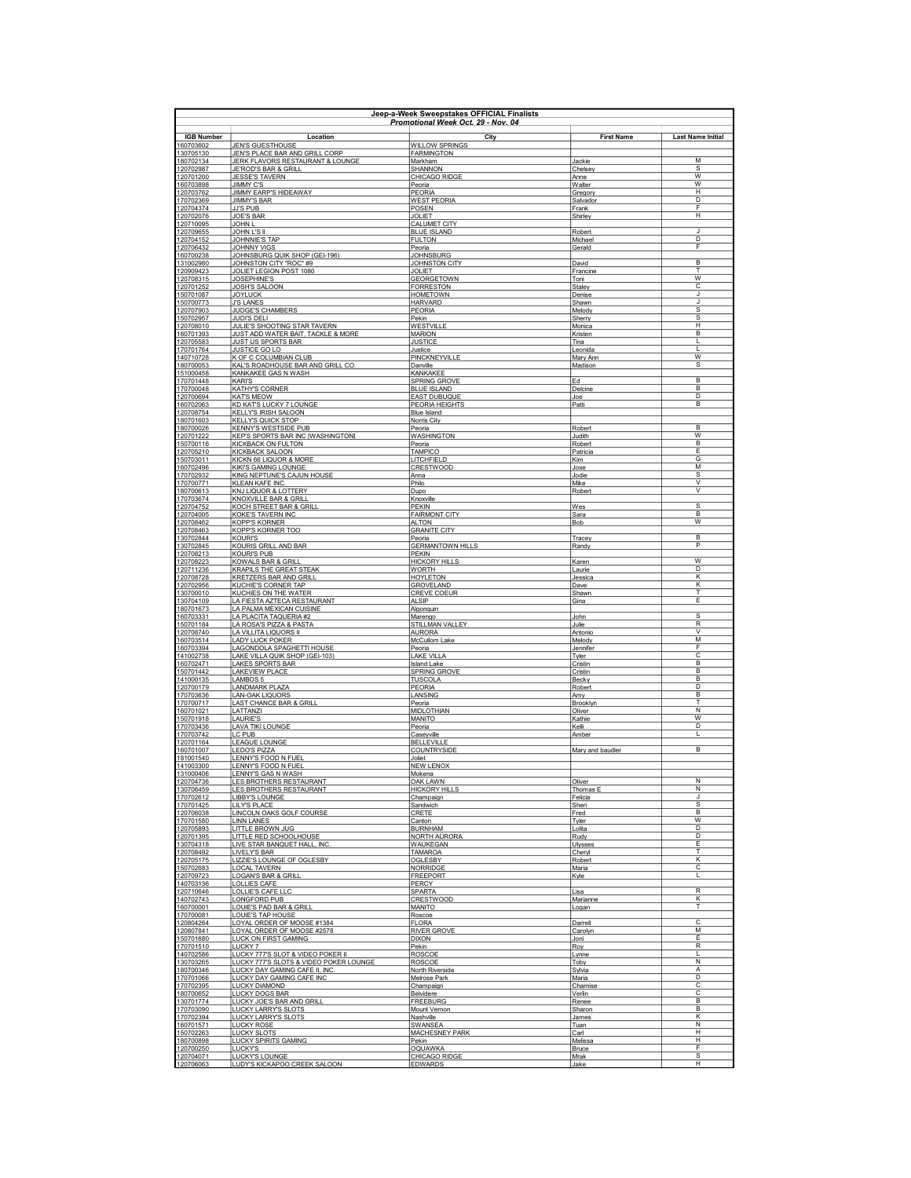| Jeep-a-Week Sweepstakes OFFICIAL Finalists | | | | |
|---|---|---|---|---|
| *Promotional Week Oct. 29 - Nov. 04* | | | | |
| **IGB Number** | **Location** | **City** | **First Name** | **Last Name Initial** |
| 160703602 | JEN'S GUESTHOUSE | WILLOW SPRINGS | | |
| 130705130 | JEN'S PLACE BAR AND GRILL CORP | FARMINGTON | | |
| 180702134 | JERK FLAVORS RESTAURANT & LOUNGE | Markham | Jackie | M |
| 120702987 | JE'ROD'S BAR & GRILL | SHANNON | Chelsey | S |
| 120701200 | JESSE'S TAVERN | CHICAGO RIDGE | Anne | W |
| 160703898 | JIMMY C'S | Peoria | Walter | W |
| 120703762 | JIMMY EARP'S HIDEAWAY | PEORIA | Gregory | H |
| 170702369 | JIMMY'S BAR | WEST PEORIA | Salvador | D |
| 120704374 | JJ'S PUB | POSEN | Frank | F |
| 120702076 | JOE'S BAR | JOLIET | Shirley | H |
| 120710095 | JOHN L | CALUMET CITY | | |
| 120709655 | JOHN L'S II | BLUE ISLAND | Robert | J |
| 120704152 | JOHNNIE'S TAP | FULTON | Michael | D |
| 120706432 | JOHNNY VIGS | Peoria | Gerald | F |
| 160700238 | JOHNSBURG QUIK SHOP (GEI-196) | JOHNSBURG | | |
| 131002980 | JOHNSTON CITY "ROC" #9 | JOHNSTON CITY | David | B |
| 120909423 | JOLIET LEGION POST 1080 | JOLIET | Francine | T |
| 120708315 | JOSEPHINE'S | GEORGETOWN | Toni | W |
| 120701252 | JOSH'S SALOON | FORRESTON | Staley | C |
| 150701087 | JOYLUCK | HOMETOWN | Denise | J |
| 150700773 | J'S LANES | HARVARD | Shawn | J |
| 120707903 | JUDGE'S CHAMBERS | PEORIA | Melody | S |
| 150702957 | JUDI'S DELI | Pekin | Sherry | S |
| 120708010 | JULIE'S SHOOTING STAR TAVERN | WESTVILLE | Monica | H |
| 160701393 | JUST ADD WATER BAIT, TACKLE & MORE | MARION | Kristen | B |
| 120705583 | JUST US SPORTS BAR | JUSTICE | Tina | L |
| 170701764 | JUSTICE GO LO | Justice | Leonida | L |
| 140710728 | K OF C COLUMBIAN CLUB | PINCKNEYVILLE | Mary Ann | W |
| 180700053 | KAL'S ROADHOUSE BAR AND GRILL CO. | Danville | Madison | S |
| 151000458 | KANKAKEE GAS N WASH | KANKAKEE | | |
| 170701448 | KARI'S | SPRING GROVE | Ed | B |
| 170700048 | KATHY'S CORNER | BLUE ISLAND | Delcine | B |
| 120700694 | KAT'S MEOW | EAST DUBUQUE | Joe | D |
| 160702063 | KD KAT'S LUCKY 7 LOUNGE | PEORIA HEIGHTS | Patti | B |
| 120708754 | KELLY'S IRISH SALOON | Blue Island | | |
| 180701603 | KELLY'S QUICK STOP | Norris City | | |
| 180700026 | KENNY'S WESTSIDE PUB | Peoria | Robert | B |
| 120701222 | KEP'S SPORTS BAR INC [WASHINGTON] | WASHINGTON | Judith | W |
| 150700116 | KICKBACK ON FULTON | Peoria | Robert | B |
| 120705210 | KICKBACK SALOON | TAMPICO | Patricia | E |
| 150703011 | KICKN 66 LIQUOR & MORE | LITCHFIELD | Kim | G |
| 160702496 | KIKI'S GAMING LOUNGE | CRESTWOOD | Jose | M |
| 170702932 | KING NEPTUNE'S CAJUN HOUSE | Anna | Jodie | S |
| 170700771 | KLEAN KAFE INC. | Philo | Mike | V |
| 180700613 | KNJ LIQUOR & LOTTERY | Dupo | Robert | V |
| 170703674 | KNOXVILLE BAR & GRILL | Knoxville | | |
| 120704752 | KOCH STREET BAR & GRILL | PEKIN | Wes | S |
| 120704005 | KOKE'S TAVERN INC | FAIRMONT CITY | Sara | B |
| 120708462 | KOPP'S KORNER | ALTON | Bob | W |
| 120708463 | KOPP'S KORNER TOO | GRANITE CITY | | |
| 130702844 | KOURI'S | Peoria | Tracey | B |
| 130702845 | KOURIS GRILL AND BAR | GERMANTOWN HILLS | Randy | P |
| 120708213 | KOURI'S PUB | PEKIN | | |
| 120708223 | KOWALS BAR & GRILL | HICKORY HILLS | Karen | W |
| 120711236 | KRAPILS THE GREAT STEAK | WORTH | Laurie | D |
| 120708728 | KRETZERS BAR AND GRILL | HOYLETON | Jessica | K |
| 120702956 | KUCHIE'S CORNER TAP | GROVELAND | Dave | K |
| 130700010 | KUCHIES ON THE WATER | CREVE COEUR | Shawn | T |
| 130704109 | LA FIESTA AZTECA RESTAURANT | ALSIP | Gina | E |
| 180701673 | LA PALMA MEXICAN CUISINE | Algonquin | | |
| 160703331 | LA PLACITA TAQUERIA #2 | Marengo | John | S |
| 150701184 | LA ROSA'S PIZZA & PASTA | STILLMAN VALLEY | Julie | R |
| 120708740 | LA VILLITA LIQUORS II | AURORA | Antonio | V |
| 160703514 | LADY LUCK POKER | McCullom Lake | Melody | M |
| 160703394 | LAGONDOLA SPAGHETTI HOUSE | Peoria | Jennifer | F |
| 141002738 | LAKE VILLA QUIK SHOP (GEI-103) | LAKE VILLA | Tyler | C |
| 160702471 | LAKES SPORTS BAR | Island Lake | Cristin | B |
| 150701442 | LAKEVIEW PLACE | SPRING GROVE | Cristin | B |
| 141000135 | LAMBOS 5 | TUSCOLA | Becky | B |
| 120700179 | LANDMARK PLAZA | PEORIA | Robert | D |
| 170703636 | LAN-OAK LIQUORS | LANSING | Amy | B |
| 170700717 | LAST CHANCE BAR & GRILL | Peoria | Brooklyn | T |
| 160701021 | LATTANZI | MIDLOTHIAN | Oliver | N |
| 150701918 | LAURIE'S | MANITO | Kathie | W |
| 170703436 | LAVA TIKI LOUNGE | Peoria | Kelli | D |
| 170703742 | LC PUB | Caseyville | Amber | L |
| 120701164 | LEAGUE LOUNGE | BELLEVILLE | | |
| 160701007 | LEDO'S PIZZA | COUNTRYSIDE | Mary and baudler | B |
| 181001540 | LENNY'S FOOD N FUEL | Joliet | | |
| 141003300 | LENNY'S FOOD N FUEL | NEW LENOX | | |
| 131000406 | LENNY'S GAS N WASH | Mokena | | |
| 120704736 | LES BROTHERS RESTAURANT | OAK LAWN | Oliver | N |
| 130706459 | LES BROTHERS RESTAURANT | HICKORY HILLS | Thomas E | N |
| 170702612 | LIBBY'S LOUNGE | Champaign | Felicia | J |
| 170701425 | LILY'S PLACE | Sandwich | Sheri | S |
| 120706038 | LINCOLN OAKS GOLF COURSE | CRETE | Fred | B |
| 170701580 | LINN LANES | Canton | Tyler | W |
| 120705893 | LITTLE BROWN JUG | BURNHAM | Lolita | D |
| 120701395 | LITTLE RED SCHOOLHOUSE | NORTH AURORA | Rudy | D |
| 130704318 | LIVE STAR BANQUET HALL, INC. | WAUKEGAN | Ulysses | E |
| 120708492 | LIVELY'S BAR | TAMAROA | Cheryl | T |
| 120705175 | LIZZIE'S LOUNGE OF OGLESBY | OGLESBY | Robert | K |
| 150702683 | LOCAL TAVERN | NORRIDGE | Maria | C |
| 120709723 | LOGAN'S BAR & GRILL | FREEPORT | Kyle | L |
| 140703136 | LOLLIES CAFE | PERCY | | |
| 120710646 | LOLLIE'S CAFE LLC | SPARTA | Lisa | R |
| 140702743 | LONGFORD PUB | CRESTWOOD | Marianne | K |
| 160700001 | LOUIE'S PAD BAR & GRILL | MANITO | Logan | T |
| 170700081 | LOUIE'S TAP HOUSE | Roscoe | | |
| 120804264 | LOYAL ORDER OF MOOSE #1384 | FLORA | Darrell | C |
| 120807841 | LOYAL ORDER OF MOOSE #2578 | RIVER GROVE | Carolyn | M |
| 150701680 | LUCK ON FIRST GAMING | DIXON | Joni | E |
| 170701510 | LUCKY 7 | Pekin | Roy | R |
| 140702586 | LUCKY 777'S SLOT & VIDEO POKER II | ROSCOE | Lynne | L |
| 130703265 | LUCKY 777'S SLOTS & VIDEO POKER LOUNGE | ROSCOE | Toby | N |
| 180700346 | LUCKY DAY GAMING CAFE II, INC. | North Riverside | Sylvia | A |
| 170701066 | LUCKY DAY GAMING CAFE INC | Melrose Park | Maria | D |
| 170702395 | LUCKY DIAMOND | Champaign | Charnise | C |
| 180700652 | LUCKY DOGS BAR | Belvidere | Verlin | C |
| 130701774 | LUCKY JOE'S BAR AND GRILL | FREEBURG | Renee | B |
| 170703090 | LUCKY LARRY'S SLOTS | Mount Vernon | Sharon | B |
| 170702394 | LUCKY LARRY'S SLOTS | Nashville | James | K |
| 160701571 | LUCKY ROSE | SWANSEA | Tuan | N |
| 150702263 | LUCKY SLOTS | MACHESNEY PARK | Carl | H |
| 180700898 | LUCKY SPIRITS GAMING | Pekin | Melissa | H |
| 120700250 | LUCKY'S | OQUAWKA | Bruce | F |
| 120704071 | LUCKY'S LOUNGE | CHICAGO RIDGE | Mrak | S |
| 120706063 | LUDY'S KICKAPOO CREEK SALOON | EDWARDS | Jake | H |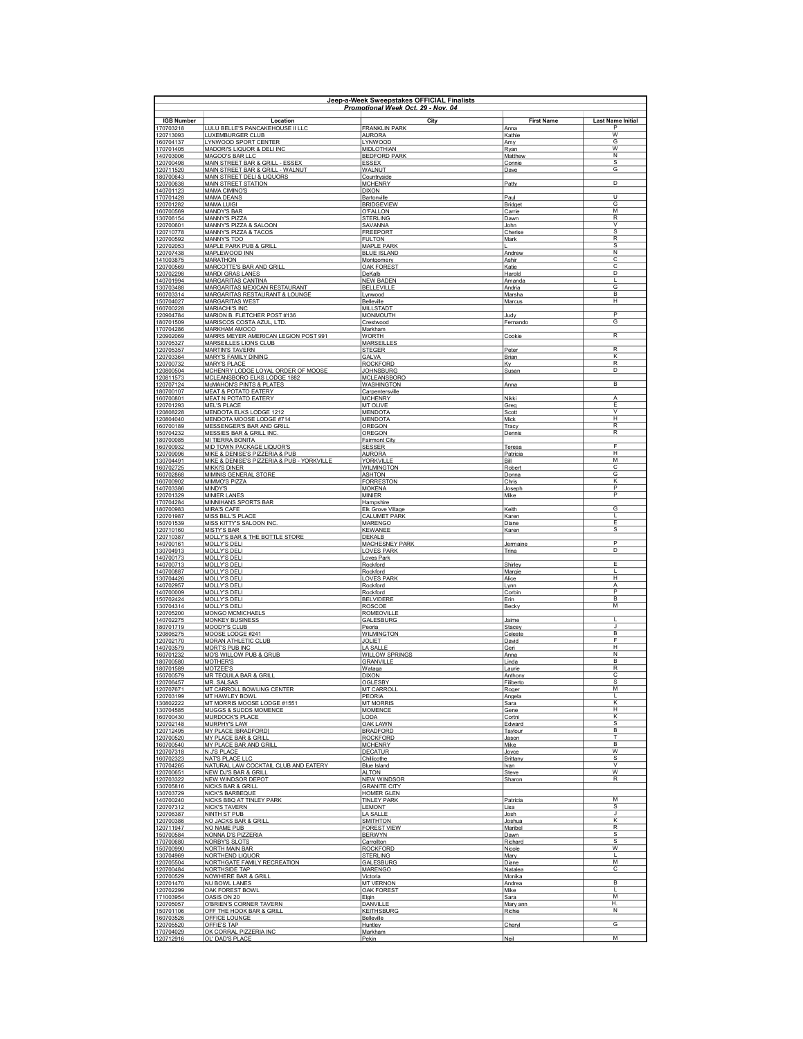| Jeep-a-Week Sweepstakes OFFICIAL Finalists | | | | |
|---|---|---|---|---|
| *Promotional Week Oct. 29 - Nov. 04* | | | | |
| **IGB Number** | **Location** | **City** | **First Name** | **Last Name Initial** |
| 170703218 | LULU BELLE'S PANCAKEHOUSE II LLC | FRANKLIN PARK | Anna | P |
| 120713093 | LUXEMBURGER CLUB | AURORA | Kathie | W |
| 160704137 | LYNWOOD SPORT CENTER | LYNWOOD | Amy | G |
| 170701405 | MADORI'S LIQUOR & DELI INC | MIDLOTHIAN | Ryan | W |
| 140703006 | MAGOO'S BAR LLC | BEDFORD PARK | Matthew | N |
| 120700498 | MAIN STREET BAR & GRILL - ESSEX | ESSEX | Connie | S |
| 120711520 | MAIN STREET BAR & GRILL - WALNUT | WALNUT | Dave | G |
| 180700643 | MAIN STREET DELI & LIQUORS | Countryside | | |
| 120700638 | MAIN STREET STATION | MCHENRY | Patty | D |
| 140701123 | MAMA CIMINO'S | DIXON | | |
| 170701428 | MAMA DEANS | Bartonville | Paul | U |
| 120701282 | MAMA LUIGI | BRIDGEVIEW | Bridget | G |
| 160700569 | MANDY'S BAR | O'FALLON | Carrie | M |
| 130706154 | MANNY'S PIZZA | STERLING | Dawn | R |
| 120700601 | MANNY'S PIZZA & SALOON | SAVANNA | John | V |
| 120710778 | MANNY'S PIZZA & TACOS | FREEPORT | Cherise | S |
| 120700592 | MANNY'S TOO | FULTON | Mark | R |
| 120702053 | MAPLE PARK PUB & GRILL | MAPLE PARK | L | S |
| 120707438 | MAPLEWOOD INN | BLUE ISLAND | Andrew | N |
| 141003875 | MARATHON | Montgomery | Ashir | C |
| 120700569 | MARCOTTE'S BAR AND GRILL | OAK FOREST | Katie | C |
| 120702298 | MARDI GRAS LANES | DeKalb | Harold | D |
| 140701994 | MARGARITAS CANTINA | NEW BADEN | Amanda | L |
| 130703488 | MARGARITAS MEXICAN RESTAURANT | BELLEVILLE | Andria | G |
| 160703314 | MARGARITAS RESTAURANT & LOUNGE | Lynwood | Marsha | B |
| 150704027 | MARGARITAS WEST | Belleville | Marcus | H |
| 160700228 | MARIACHI'S INC | MILLSTADT | | |
| 120904784 | MARION B. FLETCHER POST #136 | MONMOUTH | Judy | P |
| 180701509 | MARISCOS COSTA AZUL, LTD. | Crestwood | Fernando | G |
| 170704286 | MARKHAM AMOCO | Markham | | |
| 120902069 | MARRS MEYER AMERICAN LEGION POST 991 | WORTH | Cookie | R |
| 130705327 | MARSEILLES LIONS CLUB | MARSEILLES | | |
| 120705357 | MARTIN'S TAVERN | STEGER | Peter | R |
| 120703364 | MARY'S FAMILY DINING | GALVA | Brian | K |
| 120700732 | MARY'S PLACE | ROCKFORD | Ky | R |
| 120800504 | MCHENRY LODGE LOYAL ORDER OF MOOSE | JOHNSBURG | Susan | D |
| 120811573 | MCLEANSBORO ELKS LODGE 1882 | MCLEANSBORO | | |
| 120707124 | McMAHON'S PINTS & PLATES | WASHINGTON | Anna | B |
| 180700107 | MEAT & POTATO EATERY | Carpentersville | | |
| 160700801 | MEAT N POTATO EATERY | MCHENRY | Nikki | A |
| 120701293 | MEL'S PLACE | MT OLIVE | Greg | E |
| 120808228 | MENDOTA ELKS LODGE 1212 | MENDOTA | Scott | V |
| 120804040 | MENDOTA MOOSE LODGE #714 | MENDOTA | Mick | H |
| 160700189 | MESSENGER'S BAR AND GRILL | OREGON | Tracy | R |
| 150704232 | MESSIES BAR & GRILL INC. | OREGON | Dennis | R |
| 180700085 | MI TIERRA BONITA | Fairmont City | | |
| 160700932 | MID TOWN PACKAGE LIQUOR'S | SESSER | Teresa | F |
| 120709096 | MIKE & DENISE'S PIZZERIA & PUB | AURORA | Patricia | H |
| 130704491 | MIKE & DENISE'S PIZZERIA & PUB - YORKVILLE | YORKVILLE | Bill | M |
| 160702725 | MIKKI'S DINER | WILMINGTON | Robert | C |
| 160702868 | MIMINIS GENERAL STORE | ASHTON | Donna | G |
| 160700902 | MIMMO'S PIZZA | FORRESTON | Chris | K |
| 140703386 | MINDY'S | MOKENA | Joseph | P |
| 120701329 | MINIER LANES | MINIER | Mike | P |
| 170704284 | MINNIHANS SPORTS BAR | Hampshire | | |
| 180700983 | MIRA'S CAFE | Elk Grove Village | Keith | G |
| 120701987 | MISS BILL'S PLACE | CALUMET PARK | Karen | L |
| 150701539 | MISS KITTY'S SALOON INC. | MARENGO | Diane | E |
| 120710160 | MISTY'S BAR | KEWANEE | Karen | S |
| 120710387 | MOLLY'S BAR & THE BOTTLE STORE | DEKALB | | |
| 140700161 | MOLLY'S DELI | MACHESNEY PARK | Jermaine | P |
| 130704913 | MOLLY'S DELI | LOVES PARK | Trina | D |
| 140700173 | MOLLY'S DELI | Loves Park | | |
| 140700713 | MOLLY'S DELI | Rockford | Shirley | E |
| 140700887 | MOLLY'S DELI | Rockford | Margie | L |
| 130704426 | MOLLY'S DELI | LOVES PARK | Alice | H |
| 140702957 | MOLLY'S DELI | Rockford | Lynn | A |
| 140700009 | MOLLY'S DELI | Rockford | Corbin | P |
| 150702424 | MOLLY'S DELI | BELVIDERE | Erin | B |
| 130704314 | MOLLY'S DELI | ROSCOE | Becky | M |
| 120705200 | MONGO MCMICHAELS | ROMEOVILLE | | |
| 140702275 | MONKEY BUSINESS | GALESBURG | Jaime | L |
| 180701719 | MOODY'S CLUB | Peoria | Stacey | J |
| 120806275 | MOOSE LODGE #241 | WILMINGTON | Celeste | B |
| 120702170 | MORAN ATHLETIC CLUB | JOLIET | David | F |
| 140703579 | MORT'S PUB INC | LA SALLE | Geri | H |
| 160701232 | MO'S WILLOW PUB & GRUB | WILLOW SPRINGS | Anna | N |
| 180700580 | MOTHER'S | GRANVILLE | Linda | B |
| 180701589 | MOTZEE'S | Wataga | Laurie | R |
| 150700579 | MR TEQUILA BAR & GRILL | DIXON | Anthony | C |
| 120706457 | MR. SALSAS | OGLESBY | Filiberto | S |
| 120707671 | MT CARROLL BOWLING CENTER | MT CARROLL | Roger | M |
| 120703199 | MT HAWLEY BOWL | PEORIA | Angela | L |
| 130802222 | MT MORRIS MOOSE LODGE #1551 | MT MORRIS | Sara | K |
| 130704585 | MUGGS & SUDDS MOMENCE | MOMENCE | Gene | H |
| 160700430 | MURDOCK'S PLACE | LODA | Cortni | K |
| 120702148 | MURPHY'S LAW | OAK LAWN | Edward | S |
| 120712495 | MY PLACE [BRADFORD] | BRADFORD | Taylour | B |
| 120700520 | MY PLACE BAR & GRILL | ROCKFORD | Jason | T |
| 160700540 | MY PLACE BAR AND GRILL | MCHENRY | Mike | B |
| 120707318 | N J'S PLACE | DECATUR | Joyce | W |
| 160702323 | NAT'S PLACE LLC | Chillicothe | Brittany | S |
| 170704265 | NATURAL LAW COCKTAIL CLUB AND EATERY | Blue Island | Ivan | V |
| 120700651 | NEW DJ'S BAR & GRILL | ALTON | Steve | W |
| 120703322 | NEW WINDSOR DEPOT | NEW WINDSOR | Sharon | R |
| 130705816 | NICKS BAR & GRILL | GRANITE CITY | | |
| 130703729 | NICK'S BARBEQUE | HOMER GLEN | | |
| 140700240 | NICKS BBQ AT TINLEY PARK | TINLEY PARK | Patricia | M |
| 120707312 | NICK'S TAVERN | LEMONT | Lisa | S |
| 120706387 | NINTH ST PUB | LA SALLE | Josh | J |
| 120700386 | NO JACKS BAR & GRILL | SMITHTON | Joshua | K |
| 120711947 | NO NAME PUB | FOREST VIEW | Maribel | R |
| 150700584 | NONNA D'S PIZZERIA | BERWYN | Dawn | S |
| 170700680 | NORBY'S SLOTS | Carrollton | Richard | S |
| 150700990 | NORTH MAIN BAR | ROCKFORD | Nicole | W |
| 130704969 | NORTHEND LIQUOR | STERLING | Mary | L |
| 120705504 | NORTHGATE FAMILY RECREATION | GALESBURG | Diane | M |
| 120700484 | NORTHSIDE TAP | MARENGO | Natalea | C |
| 120700529 | NOWHERE BAR & GRILL | Victoria | Monika | |
| 120701470 | NU BOWL LANES | MT VERNON | Andrea | B |
| 120702299 | OAK FOREST BOWL | OAK FOREST | Mike | L |
| 171003954 | OASIS ON 20 | Elgin | Sara | M |
| 120705057 | O'BRIEN'S CORNER TAVERN | DANVILLE | Mary ann | H. |
| 150701106 | OFF THE HOOK BAR & GRILL | KEITHSBURG | Richie | N |
| 160703526 | OFFICE LOUNGE | Belleville | | |
| 120705520 | OFFIE'S TAP | Huntley | Cheryl | G |
| 170704029 | OK CORRAL PIZZERIA INC | Markham | | |
| 120712916 | OL' DAD'S PLACE | Pekin | Neil | M |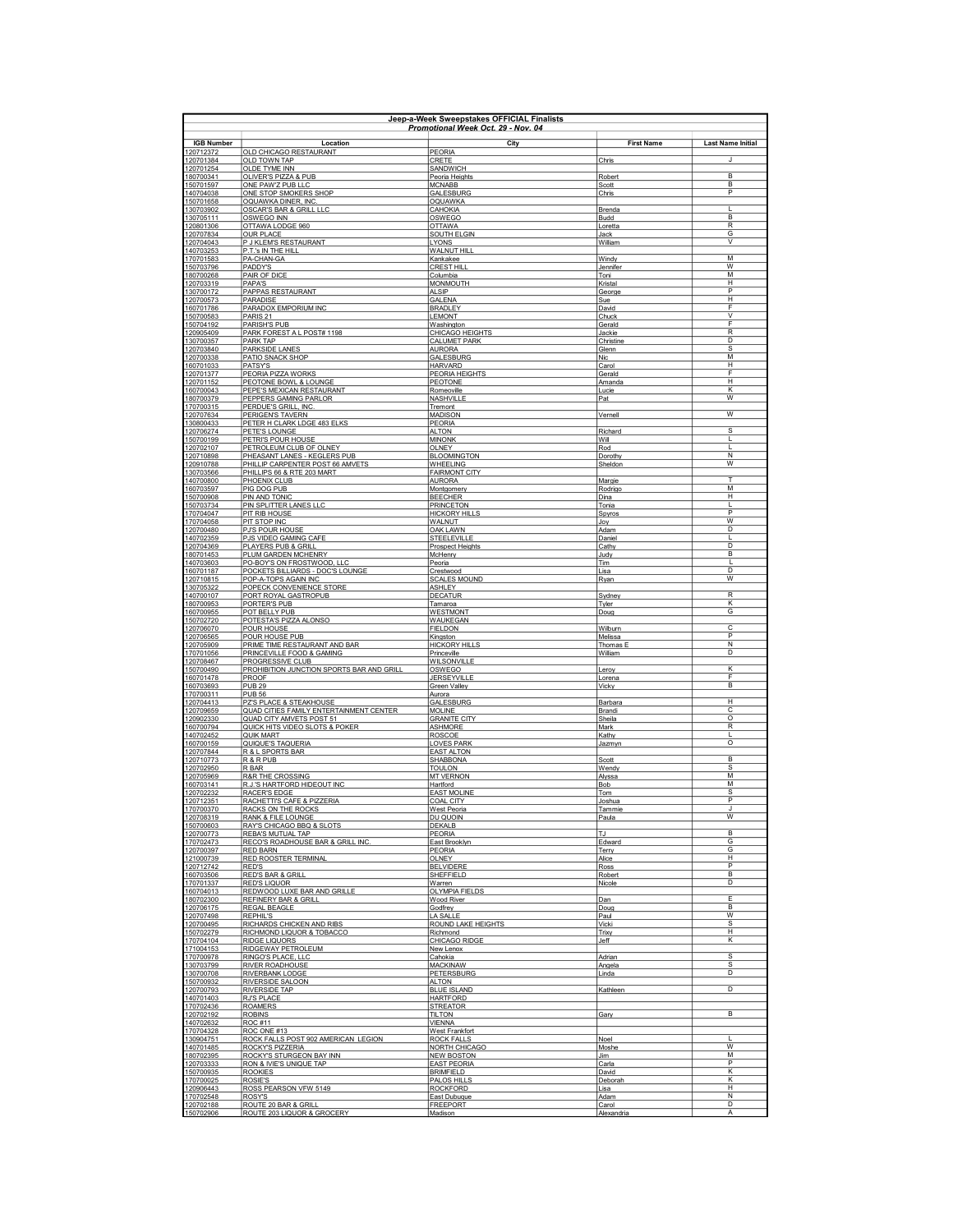| Jeep-a-Week Sweepstakes OFFICIAL Finalists | | | | |
|---|---|---|---|---|
| *Promotional Week Oct. 29 - Nov. 04* | | | | |
| **IGB Number** | **Location** | **City** | **First Name** | **Last Name Initial** |
| 120712372 | OLD CHICAGO RESTAURANT | PEORIA | | |
| 120701384 | OLD TOWN TAP | CRETE | Chris | J |
| 120701254 | OLDE TYME INN | SANDWICH | | |
| 180700341 | OLIVER'S PIZZA & PUB | Peoria Heights | Robert | B |
| 150701597 | ONE PAW'Z PUB LLC | MCNABB | Scott | B |
| 140704038 | ONE STOP SMOKERS SHOP | GALESBURG | Chris | P |
| 150701658 | OQUAWKA DINER, INC. | OQUAWKA | | |
| 130703902 | OSCAR'S BAR & GRILL LLC | CAHOKIA | Brenda | L |
| 130705111 | OSWEGO INN | OSWEGO | Budd | B |
| 120801306 | OTTAWA LODGE 960 | OTTAWA | Loretta | R |
| 120707834 | OUR PLACE | SOUTH ELGIN | Jack | G |
| 120704043 | P J KLEM'S RESTAURANT | LYONS | William | V |
| 140703253 | P.T.'s IN THE HILL | WALNUT HILL | | |
| 170701583 | PA-CHAN-GA | Kankakee | Windy | M |
| 150703796 | PADDY'S | CREST HILL | Jennifer | W |
| 180700268 | PAIR OF DICE | Columbia | Toni | M |
| 120703319 | PAPA'S | MONMOUTH | Kristal | H |
| 130700172 | PAPPAS RESTAURANT | ALSIP | George | P |
| 120700573 | PARADISE | GALENA | Sue | H |
| 160701786 | PARADOX EMPORIUM INC | BRADLEY | David | F |
| 150700583 | PARIS 21 | LEMONT | Chuck | V |
| 150704192 | PARISH'S PUB | Washington | Gerald | F |
| 120905409 | PARK FOREST A L POST# 1198 | CHICAGO HEIGHTS | Jackie | R |
| 130700357 | PARK TAP | CALUMET PARK | Christine | D |
| 120703840 | PARKSIDE LANES | AURORA | Glenn | S |
| 120700338 | PATIO SNACK SHOP | GALESBURG | Nic | M |
| 160701033 | PATSY'S | HARVARD | Carol | H |
| 120701377 | PEORIA PIZZA WORKS | PEORIA HEIGHTS | Gerald | F |
| 120701152 | PEOTONE BOWL & LOUNGE | PEOTONE | Amanda | H |
| 160700043 | PEPE'S MEXICAN RESTAURANT | Romeoville | Lucie | K |
| 180700379 | PEPPERS GAMING PARLOR | NASHVILLE | Pat | W |
| 170700315 | PERDUE'S GRILL, INC. | Tremont | | |
| 120707634 | PERIGEN'S TAVERN | MADISON | Vernell | W |
| 130800433 | PETER H CLARK LDGE 483 ELKS | PEORIA | | |
| 120706274 | PETE'S LOUNGE | ALTON | Richard | S |
| 150700199 | PETRI'S POUR HOUSE | MINONK | Will | L |
| 120702107 | PETROLEUM CLUB OF OLNEY | OLNEY | Rod | L |
| 120710898 | PHEASANT LANES - KEGLERS PUB | BLOOMINGTON | Dorothy | N |
| 120910788 | PHILLIP CARPENTER POST 66 AMVETS | WHEELING | Sheldon | W |
| 130703566 | PHILLIPS 66 & RTE 203 MART | FAIRMONT CITY | | |
| 140700800 | PHOENIX CLUB | AURORA | Margie | T |
| 160703597 | PIG DOG PUB | Montgomery | Rodrigo | M |
| 150700908 | PIN AND TONIC | BEECHER | Dina | H |
| 150703734 | PIN SPLITTER LANES LLC | PRINCETON | Tonia | L |
| 170704047 | PIT RIB HOUSE | HICKORY HILLS | Spyros | P |
| 170704058 | PIT STOP INC | WALNUT | Joy | W |
| 120700480 | PJ'S POUR HOUSE | OAK LAWN | Adam | D |
| 140702359 | PJS VIDEO GAMING CAFE | STEELEVILLE | Daniel | L |
| 120704369 | PLAYERS PUB & GRILL | Prospect Heights | Cathy | D |
| 180701453 | PLUM GARDEN MCHENRY | McHenry | Judy | B |
| 140703603 | PO-BOY'S ON FROSTWOOD, LLC | Peoria | Tim | L |
| 160701187 | POCKETS BILLIARDS - DOC'S LOUNGE | Crestwood | Lisa | D |
| 120710815 | POP-A-TOPS AGAIN INC | SCALES MOUND | Ryan | W |
| 130705322 | POPECK CONVENIENCE STORE | ASHLEY | | |
| 140700107 | PORT ROYAL GASTROPUB | DECATUR | Sydney | R |
| 180700953 | PORTER'S PUB | Tamaroa | Tyler | K |
| 160700955 | POT BELLY PUB | WESTMONT | Doug | G |
| 150702720 | POTESTA'S PIZZA ALONSO | WAUKEGAN | | |
| 120706070 | POUR HOUSE | FIELDON | Wilburn | C |
| 120706565 | POUR HOUSE PUB | Kingston | Melissa | P |
| 120705909 | PRIME TIME RESTAURANT AND BAR | HICKORY HILLS | Thomas E | N |
| 170701056 | PRINCEVILLE FOOD & GAMING | Princeville | William | D |
| 120708467 | PROGRESSIVE CLUB | WILSONVILLE | | |
| 150700490 | PROHIBITION JUNCTION SPORTS BAR AND GRILL | OSWEGO | Leroy | K |
| 160701478 | PROOF | JERSEYVILLE | Lorena | F |
| 160703693 | PUB 29 | Green Valley | Vicky | B |
| 170700311 | PUB 56 | Aurora | | |
| 120704413 | PZ'S PLACE & STEAKHOUSE | GALESBURG | Barbara | H |
| 120709659 | QUAD CITIES FAMILY ENTERTAINMENT CENTER | MOLINE | Brandi | C |
| 120902330 | QUAD CITY AMVETS POST 51 | GRANITE CITY | Sheila | O |
| 160700794 | QUICK HITS VIDEO SLOTS & POKER | ASHMORE | Mark | R |
| 140702452 | QUIK MART | ROSCOE | Kathy | L |
| 160700159 | QUIQUE'S TAQUERIA | LOVES PARK | Jazmyn | O |
| 120707844 | R & L SPORTS BAR | EAST ALTON | | |
| 120710773 | R & R PUB | SHABBONA | Scott | B |
| 120702950 | R BAR | TOULON | Wendy | S |
| 120705969 | R&R THE CROSSING | MT VERNON | Alyssa | M |
| 160703141 | R.J.'S HARTFORD HIDEOUT INC | Hartford | Bob | M |
| 120702232 | RACER'S EDGE | EAST MOLINE | Tom | S |
| 120712351 | RACHETTI'S CAFE & PIZZERIA | COAL CITY | Joshua | P |
| 170700370 | RACKS ON THE ROCKS | West Peoria | Tammie | J |
| 120708319 | RANK & FILE LOUNGE | DU QUOIN | Paula | W |
| 150700603 | RAY'S CHICAGO BBQ & SLOTS | DEKALB | | |
| 120700773 | REBA'S MUTUAL TAP | PEORIA | TJ | B |
| 170702473 | RECO'S ROADHOUSE BAR & GRILL INC. | East Brooklyn | Edward | G |
| 120700397 | RED BARN | PEORIA | Terry | G |
| 121000739 | RED ROOSTER TERMINAL | OLNEY | Alice | H |
| 120712742 | RED'S | BELVIDERE | Ross | P |
| 160703506 | RED'S BAR & GRILL | SHEFFIELD | Robert | B |
| 170701337 | RED'S LIQUOR | Warren | Nicole | D |
| 160704013 | REDWOOD LUXE BAR AND GRILLE | OLYMPIA FIELDS | | |
| 180702300 | REFINERY BAR & GRILL | Wood River | Dan | E |
| 120706175 | REGAL BEAGLE | Godfrey | Doug | B |
| 120707498 | REPHIL'S | LA SALLE | Paul | W |
| 120700495 | RICHARDS CHICKEN AND RIBS | ROUND LAKE HEIGHTS | Vicki | S |
| 150702279 | RICHMOND LIQUOR & TOBACCO | Richmond | Trixy | H |
| 170704104 | RIDGE LIQUORS | CHICAGO RIDGE | Jeff | K |
| 171004153 | RIDGEWAY PETROLEUM | New Lenox | | |
| 170700978 | RINGO'S PLACE, LLC | Cahokia | Adrian | S |
| 130703799 | RIVER ROADHOUSE | MACKINAW | Angela | S |
| 130700708 | RIVERBANK LODGE | PETERSBURG | Linda | D |
| 150700932 | RIVERSIDE SALOON | ALTON | | |
| 120700793 | RIVERSIDE TAP | BLUE ISLAND | Kathleen | D |
| 140701403 | RJ'S PLACE | HARTFORD | | |
| 170702436 | ROAMERS | STREATOR | | |
| 120702192 | ROBINS | TILTON | Gary | B |
| 140702632 | ROC #11 | VIENNA | | |
| 170704328 | ROC ONE #13 | West Frankfort | | |
| 130904751 | ROCK FALLS POST 902 AMERICAN LEGION | ROCK FALLS | Noel | L |
| 140701485 | ROCKY'S PIZZERIA | NORTH CHICAGO | Moshe | W |
| 180702395 | ROCKY'S STURGEON BAY INN | NEW BOSTON | Jim | M |
| 120703333 | RON & IVIE'S UNIQUE TAP | EAST PEORIA | Carla | P |
| 150700935 | ROOKIES | BRIMFIELD | David | K |
| 170700025 | ROSIE'S | PALOS HILLS | Deborah | K |
| 120906443 | ROSS PEARSON VFW 5149 | ROCKFORD | Lisa | H |
| 170702548 | ROSY'S | East Dubuque | Adam | N |
| 120702188 | ROUTE 20 BAR & GRILL | FREEPORT | Carol | D |
| 150702906 | ROUTE 203 LIQUOR & GROCERY | Madison | Alexandria | A |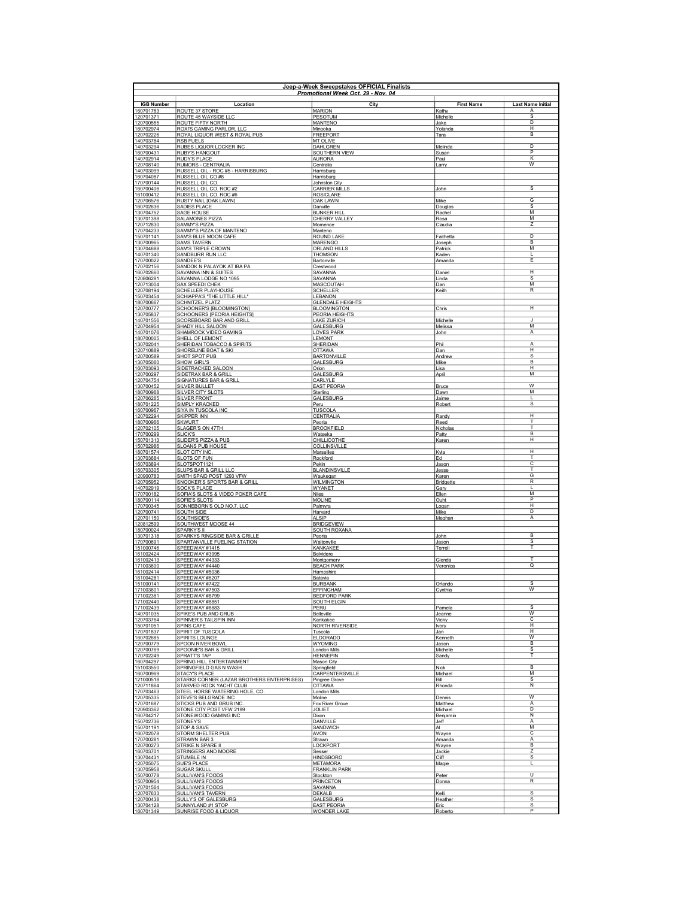**Jeep-a-Week Sweepstakes OFFICIAL Finalists**

*Promotional Week Oct. 29 - Nov. 04*

| IGB Number | Location | City | First Name | Last Name Initial |
|---|---|---|---|---|
| 160701783 | ROUTE 37 STORE | MARION | Kathy | A |
| 120701371 | ROUTE 45 WAYSIDE LLC | PESOTUM | Michelle | S |
| 120700555 | ROUTE FIFTY NORTH | MANTENO | Jake | D |
| 160702974 | ROXI'S GAMING PARLOR, LLC | Minooka | Yolanda | H |
| 120702226 | ROYAL LIQUOR WEST & ROYAL PUB | FREEPORT | Tara | B |
| 140703784 | RSB FUELS | MT OLIVE | | |
| 140703294 | RUBES LIQUOR LOCKER INC | DAHLGREN | Melinda | D |
| 160700431 | RUBY'S HANGOUT | SOUTHERN VIEW | Susan | P |
| 140702914 | RUDY'S PLACE | AURORA | Paul | K |
| 120708140 | RUMORS - CENTRALIA | Centralia | Larry | W |
| 140703099 | RUSSELL OIL - ROC #5 - HARRISBURG | Harrisburg | | |
| 160704087 | RUSSELL OIL CO #8 | Harrisburg | | |
| 170700144 | RUSSELL OIL CO. | Johnston City | | |
| 160700406 | RUSSELL OIL CO. ROC #2 | CARRIER MILLS | John | S |
| 161000412 | RUSSELL OIL CO. ROC #6 | ROSICLARE | | |
| 120706576 | RUSTY NAIL [OAK LAWN] | OAK LAWN | Mike | G |
| 160702636 | SADIES PLACE | Danville | Douglas | S |
| 130704752 | SAGE HOUSE | BUNKER HILL | Rachel | M |
| 130701398 | SALAMONES PIZZA | CHERRY VALLEY | Rosa | M |
| 120712830 | SAMMY'S PIZZA | Momence | Claudia | Z |
| 170704233 | SAMMY'S PIZZA OF MANTENO | Manteno | | |
| 150701141 | SAM'S BLUE MOON CAFE | ROUND LAKE | Faithetta | D |
| 130700965 | SAMS TAVERN | MARENGO | Joseph | B |
| 130704688 | SAM'S TRIPLE CROWN | ORLAND HILLS | Patrick | M |
| 140701340 | SANDBURR RUN LLC | THOMSON | Kaden | L |
| 170700022 | SANDEE'S | Bartonville | Amanda | E |
| 170702156 | SANDOK N PALAYOK AT IBA PA | Crestwood | | |
| 160702660 | SAVANNA INN & SUITES | SAVANNA | Daniel | H |
| 120806281 | SAVANNA LODGE NO 1095 | SAVANNA | Linda | S |
| 120713004 | SAX SPEEDI CHEK | MASCOUTAH | Dan | M |
| 120708194 | SCHELLER PLAYHOUSE | SCHELLER | Keith | R |
| 150703454 | SCHIAPPA'S "THE LITTLE HILL" | LEBANON | | |
| 180700667 | SCHNITZEL PLATZ | GLENDALE HEIGHTS | | |
| 120700777 | SCHOONER'S [BLOOMINGTON] | BLOOMINGTON | Chris | H |
| 130705837 | SCHOONERS [PEORIA HEIGHTS] | PEORIA HEIGHTS | | |
| 140701556 | SCOREBOARD BAR AND GRILL | LAKE ZURICH | Michelle | J |
| 120704954 | SHADY HILL SALOON | GALESBURG | Melissa | M |
| 140701076 | SHAMROCK VIDEO GAMING | LOVES PARK | John | A |
| 180700005 | SHELL OF LEMONT | LEMONT | | |
| 130702041 | SHERIDAN TOBACCO & SPIRITS | SHERIDAN | Phil | A |
| 120710889 | SHORELINE BOAT & SKI | OTTAWA | Dan | H |
| 120700589 | SHOT SPOT PUB | BARTONVILLE | Andrew | S |
| 130705060 | SHOW GIRL'S | GALESBURG | Mike | B |
| 160703093 | SIDETRACKED SALOON | Orion | Lisa | H |
| 120700297 | SIDETRAX BAR & GRILL | GALESBURG | April | M |
| 120704754 | SIGNATURES BAR & GRILL | CARLYLE | | |
| 130700452 | SILVER BULLET | EAST PEORIA | Bruce | W |
| 180700968 | SILVER CITY SLOTS | Sterling | Dawn | M |
| 120706265 | SILVER FRONT | GALESBURG | Jaime | L |
| 180701225 | SIMPLY KRACKED | Peru | Robert | S |
| 160700967 | SIYA IN TUSCOLA INC | TUSCOLA | | |
| 120702294 | SKIPPER INN | CENTRALIA | Randy | H |
| 180700966 | SKWURT | Peoria | Reed | T |
| 120702105 | SLAGER'S ON 47TH | BROOKFIELD | Nicholas | T |
| 170700299 | SLICK'S | Watseka | Patty | B |
| 150701313 | SLIDER'S PIZZA & PUB | CHILLICOTHE | Karen | H |
| 150702986 | SLOANS PUB HOUSE | COLLINSVILLE | | |
| 180701574 | SLOT CITY INC. | Marseilles | Kyla | H |
| 130703684 | SLOTS OF FUN | Rockford | Ed | T |
| 160703894 | SLOTSPOT1121 | Pekin | Jason | C |
| 160703305 | SLUPS BAR & GRILL LLC | BLANDINSVILLE | Jesse | T |
| 120900783 | SMITH SPAID POST 1293 VFW | Waukegan | Karen | G |
| 120705952 | SNOOKER'S SPORTS BAR & GRILL | WILMINGTON | Bridgette | R |
| 140702919 | SOCK'S PLACE | WYANET | Gary | L |
| 170700182 | SOFIA'S SLOTS & VIDEO POKER CAFE | Niles | Ellen | M |
| 180700114 | SOFIE'S SLOTS | MOLINE | Ouht | P |
| 170700345 | SONNEBORN'S OLD NO.7, LLC | Palmyra | Logan | H |
| 120700741 | SOUTH SIDE | Harvard | Mike | D |
| 120701150 | SOUTHSIDE'S | ALSIP | Meghan | A |
| 120812599 | SOUTHWEST MOOSE 44 | BRIDGEVIEW | | |
| 180700024 | SPARKY'S II | SOUTH ROXANA | | |
| 130701318 | SPARKYS RINGSIDE BAR & GRILLE | Peoria | John | B |
| 170700691 | SPARTANVILLE FUELING STATION | Waltonville | Jason | S |
| 151000746 | SPEEDWAY #1415 | KANKAKEE | Terrell | T |
| 161002424 | SPEEDWAY #3995 | Belvidere | | |
| 161002413 | SPEEDWAY #4333 | Montgomery | Glenda | T |
| 171003600 | SPEEDWAY #4440 | BEACH PARK | Veronica | Q |
| 161002414 | SPEEDWAY #5036 | Hampshire | | |
| 161004281 | SPEEDWAY #6207 | Batavia | | |
| 151000141 | SPEEDWAY #7422 | BURBANK | Orlando | S |
| 171003601 | SPEEDWAY #7503 | EFFINGHAM | Cynthia | W |
| 171002381 | SPEEDWAY #8799 | BEDFORD PARK | | |
| 171002440 | SPEEDWAY #8851 | SOUTH ELGIN | | |
| 171002439 | SPEEDWAY #8883 | PERU | Pamela | S |
| 140701035 | SPIKE'S PUB AND GRUB | Belleville | Jeanne | W |
| 120703764 | SPINNER'S TAILSPIN INN | Kankakee | Vicky | C |
| 150701051 | SPINS CAFE | NORTH RIVERSIDE | Ivory | H |
| 170701837 | SPIRIT OF TUSCOLA | Tuscola | Jan | H |
| 160702685 | SPIRITS LOUNGE | ELDORADO | Kenneth | W |
| 120700779 | SPOON RIVER BOWL | WYOMING | Jason | B |
| 120700769 | SPOONIE'S BAR & GRILL | London Mills | Michelle | S |
| 170702249 | SPRATT'S TAP | HENNEPIN | Sandy | T |
| 160704297 | SPRING HILL ENTERTAINMENT | Mason City | | |
| 151003550 | SPRINGFIELD GAS N WASH | Springfield | Nick | B |
| 160700969 | STACY'S PLACE | CARPENTERSVILLE | Michael | M |
| 121000518 | STARKS CORNER (LAZAR BROTHERS ENTERPRISES) | Pingree Grove | Bill | S |
| 120711864 | STARVED ROCK YACHT CLUB | OTTAWA | Rhonda | N |
| 170703463 | STEEL HORSE WATERING HOLE, CO. | London Mills | | |
| 120705335 | STEVE'S BELGRADE INC | Moline | Dennis | W |
| 170701687 | STICKS PUB AND GRUB INC. | Fox River Grove | Matthew | A |
| 120903362 | STONE CITY POST VFW 2199 | JOLIET | Michael | D |
| 160704217 | STONEWOOD GAMING INC | Dixon | Benjamin | N |
| 150702736 | STONEY'S | DANVILLE | Jeff | A |
| 150701191 | STOP & SAVE | SANDWICH | Al | M |
| 160702078 | STORM SHELTER PUB | AVON | Wayne | C |
| 170700281 | STRAWN BAR 3 | Strawn | Amanda | A |
| 120700273 | STRIKE N SPARE II | LOCKPORT | Wayne | B |
| 160703701 | STRINGERS AND MOORE | Sesser | Jackie | Z |
| 130704431 | STUMBLE IN | HINDSBORO | Cliff | S |
| 120705075 | SUE'S PLACE | METAMORA | Magie | L |
| 130705958 | SUGAR SKULL | FRANKLIN PARK | | |
| 150700778 | SULLIVAN'S FOODS | Stockton | Peter | U |
| 150700954 | SULLIVAN'S FOODS | PRINCETON | Donna | R |
| 170701564 | SULLIVAN'S FOODS | SAVANNA | | |
| 120707633 | SULLIVAN'S TAVERN | DEKALB | Kelli | S |
| 120700438 | SULLY'S OF GALESBURG | GALESBURG | Heather | S |
| 130704128 | SUNNYLAND #1 STOP | EAST PEORIA | Eric | S |
| 160701349 | SUNRISE FOOD & LIQUOR | WONDER LAKE | Roberto | P |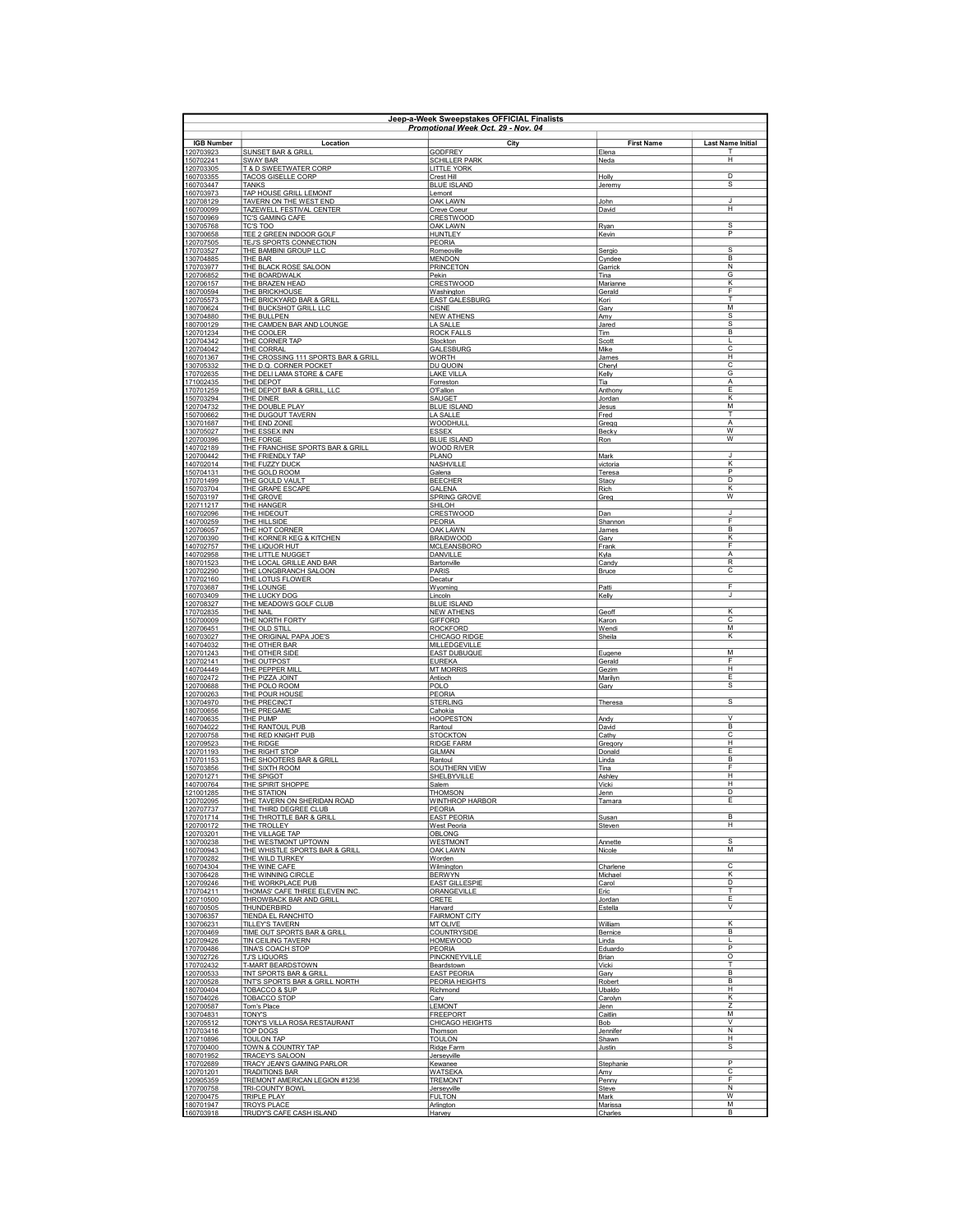**Jeep-a-Week Sweepstakes OFFICIAL Finalists**

***Promotional Week Oct. 29 - Nov. 04***

| IGB Number | Location | City | First Name | Last Name Initial |
|---|---|---|---|---|
| 120703923 | SUNSET BAR & GRILL | GODFREY | Elena | T |
| 150702241 | SWAY BAR | SCHILLER PARK | Neda | H |
| 120703305 | T & D SWEETWATER CORP | LITTLE YORK | | |
| 160703355 | TACOS GISELLE CORP | Crest Hill | Holly | D |
| 160703447 | TANKS | BLUE ISLAND | Jeremy | S |
| 160703973 | TAP HOUSE GRILL LEMONT | Lemont | | |
| 120708129 | TAVERN ON THE WEST END | OAK LAWN | John | J |
| 160700099 | TAZEWELL FESTIVAL CENTER | Creve Coeur | David | H |
| 150700969 | TC'S GAMING CAFE | CRESTWOOD | | |
| 130705768 | TC'S TOO | OAK LAWN | Ryan | S |
| 130700658 | TEE 2 GREEN INDOOR GOLF | HUNTLEY | Kevin | P |
| 120707505 | TEJ'S SPORTS CONNECTION | PEORIA | | |
| 170703527 | THE BAMBINI GROUP LLC | Romeoville | Sergio | S |
| 130704885 | THE BAR | MENDON | Cyndee | B |
| 170703977 | THE BLACK ROSE SALOON | PRINCETON | Garrick | N |
| 120706852 | THE BOARDWALK | Pekin | Tina | G |
| 120706157 | THE BRAZEN HEAD | CRESTWOOD | Marianne | K |
| 180700594 | THE BRICKHOUSE | Washington | Gerald | F |
| 120705573 | THE BRICKYARD BAR & GRILL | EAST GALESBURG | Kori | T |
| 180700624 | THE BUCKSHOT GRILL LLC | CISNE | Gary | M |
| 130704880 | THE BULLPEN | NEW ATHENS | Amy | S |
| 180700129 | THE CAMDEN BAR AND LOUNGE | LA SALLE | Jared | S |
| 120701234 | THE COOLER | ROCK FALLS | Tim | B |
| 120704342 | THE CORNER TAP | Stockton | Scott | L |
| 120704042 | THE CORRAL | GALESBURG | Mike | C |
| 160701367 | THE CROSSING 111 SPORTS BAR & GRILL | WORTH | James | H |
| 130705332 | THE D.Q. CORNER POCKET | DU QUOIN | Cheryl | C |
| 170702635 | THE DELI LAMA STORE & CAFE | LAKE VILLA | Kelly | G |
| 171002435 | THE DEPOT | Forreston | Tia | A |
| 170701259 | THE DEPOT BAR & GRILL, LLC | O'Fallon | Anthony | E |
| 150703294 | THE DINER | SAUGET | Jordan | K |
| 120704732 | THE DOUBLE PLAY | BLUE ISLAND | Jesus | M |
| 150700662 | THE DUGOUT TAVERN | LA SALLE | Fred | T |
| 130701687 | THE END ZONE | WOODHULL | Gregg | A |
| 130705027 | THE ESSEX INN | ESSEX | Becky | W |
| 120700396 | THE FORGE | BLUE ISLAND | Ron | W |
| 140702189 | THE FRANCHISE SPORTS BAR & GRILL | WOOD RIVER | | |
| 120700442 | THE FRIENDLY TAP | PLANO | Mark | J |
| 140702014 | THE FUZZY DUCK | NASHVILLE | victoria | K |
| 150704131 | THE GOLD ROOM | Galena | Teresa | P |
| 170701499 | THE GOULD VAULT | BEECHER | Stacy | D |
| 150703704 | THE GRAPE ESCAPE | GALENA | Rich | K |
| 150703197 | THE GROVE | SPRING GROVE | Greg | W |
| 120711217 | THE HANGER | SHILOH | | |
| 160702096 | THE HIDEOUT | CRESTWOOD | Dan | J |
| 140700259 | THE HILLSIDE | PEORIA | Shannon | F |
| 120706057 | THE HOT CORNER | OAK LAWN | James | B |
| 120700390 | THE KORNER KEG & KITCHEN | BRAIDWOOD | Gary | K |
| 140702757 | THE LIQUOR HUT | MCLEANSBORO | Frank | F |
| 140702958 | THE LITTLE NUGGET | DANVILLE | Kyla | A |
| 180701523 | THE LOCAL GRILLE AND BAR | Bartonville | Candy | R |
| 120702290 | THE LONGBRANCH SALOON | PARIS | Bruce | C |
| 170702160 | THE LOTUS FLOWER | Decatur | | |
| 170703687 | THE LOUNGE | Wyoming | Patti | F |
| 160703409 | THE LUCKY DOG | Lincoln | Kelly | J |
| 120708327 | THE MEADOWS GOLF CLUB | BLUE ISLAND | | |
| 170702835 | THE NAIL | NEW ATHENS | Geoff | K |
| 150700009 | THE NORTH FORTY | GIFFORD | Karon | C |
| 120706451 | THE OLD STILL | ROCKFORD | Wendi | M |
| 160703027 | THE ORIGINAL PAPA JOE'S | CHICAGO RIDGE | Sheila | K |
| 140704032 | THE OTHER BAR | MILLEDGEVILLE | | |
| 120701243 | THE OTHER SIDE | EAST DUBUQUE | Eugene | M |
| 120702141 | THE OUTPOST | EUREKA | Gerald | F |
| 140704449 | THE PEPPER MILL | MT MORRIS | Gezim | H |
| 160702472 | THE PIZZA JOINT | Antioch | Marilyn | E |
| 120700688 | THE POLO ROOM | POLO | Gary | S |
| 120700263 | THE POUR HOUSE | PEORIA | | |
| 130704970 | THE PRECINCT | STERLING | Theresa | S |
| 180700656 | THE PREGAME | Cahokia | | |
| 140700635 | THE PUMP | HOOPESTON | Andy | V |
| 160704022 | THE RANTOUL PUB | Rantoul | David | B |
| 120700758 | THE RED KNIGHT PUB | STOCKTON | Cathy | C |
| 120709523 | THE RIDGE | RIDGE FARM | Gregory | H |
| 120701193 | THE RIGHT STOP | GILMAN | Donald | E |
| 170701153 | THE SHOOTERS BAR & GRILL | Rantoul | Linda | B |
| 150703856 | THE SIXTH ROOM | SOUTHERN VIEW | Tina | F |
| 120701271 | THE SPIGOT | SHELBYVILLE | Ashley | H |
| 140700764 | THE SPIRIT SHOPPE | Salem | Vicki | H |
| 121001285 | THE STATION | THOMSON | Jenn | D |
| 120702095 | THE TAVERN ON SHERIDAN ROAD | WINTHROP HARBOR | Tamara | E |
| 120707737 | THE THIRD DEGREE CLUB | PEORIA | | |
| 170701714 | THE THROTTLE BAR & GRILL | EAST PEORIA | Susan | B |
| 120700172 | THE TROLLEY | West Peoria | Steven | H |
| 120703201 | THE VILLAGE TAP | OBLONG | | |
| 130700238 | THE WESTMONT UPTOWN | WESTMONT | Annette | S |
| 160700943 | THE WHISTLE SPORTS BAR & GRILL | OAK LAWN | Nicole | M |
| 170700282 | THE WILD TURKEY | Worden | | |
| 160704304 | THE WINE CAFE | Wilmington | Charlene | C |
| 130706428 | THE WINNING CIRCLE | BERWYN | Michael | K |
| 120709246 | THE WORKPLACE PUB | EAST GILLESPIE | Carol | D |
| 170704211 | THOMAS' CAFE THREE ELEVEN INC. | ORANGEVILLE | Eric | T |
| 120710500 | THROWBACK BAR AND GRILL | CRETE | Jordan | E |
| 160700505 | THUNDERBIRD | Harvard | Estella | V |
| 130706357 | TIENDA EL RANCHITO | FAIRMONT CITY | | |
| 130706231 | TILLEY'S TAVERN | MT OLIVE | William | K |
| 120700469 | TIME OUT SPORTS BAR & GRILL | COUNTRYSIDE | Bernice | B |
| 120709426 | TIN CEILING TAVERN | HOMEWOOD | Linda | L |
| 170700486 | TINA'S COACH STOP | PEORIA | Eduardo | P |
| 130702726 | TJ'S LIQUORS | PINCKNEYVILLE | Brian | O |
| 170702432 | T-MART BEARDSTOWN | Beardstown | Vicki | T |
| 120700533 | TNT SPORTS BAR & GRILL | EAST PEORIA | Gary | B |
| 120700528 | TNT'S SPORTS BAR & GRILL NORTH | PEORIA HEIGHTS | Robert | B |
| 180700404 | TOBACCO & SUP | Richmond | Ubaldo | H |
| 150704026 | TOBACCO STOP | Cary | Carolyn | K |
| 120700587 | Tom's Place | LEMONT | Jenn | Z |
| 130704831 | TONY'S | FREEPORT | Caitlin | M |
| 120705512 | TONY'S VILLA ROSA RESTAURANT | CHICAGO HEIGHTS | Bob | V |
| 170703416 | TOP DOGS | Thomson | Jennifer | N |
| 120710896 | TOULON TAP | TOULON | Shawn | H |
| 170700400 | TOWN & COUNTRY TAP | Ridge Farm | Justin | S |
| 180701952 | TRACEY'S SALOON | Jerseyville | | |
| 170702689 | TRACY JEAN'S GAMING PARLOR | Kewanee | Stephanie | P |
| 120701201 | TRADITIONS BAR | WATSEKA | Amy | C |
| 120905359 | TREMONT AMERICAN LEGION #1236 | TREMONT | Penny | F |
| 170700758 | TRI-COUNTY BOWL | Jerseyville | Steve | N |
| 120700475 | TRIPLE PLAY | FULTON | Mark | W |
| 180701947 | TROYS PLACE | Arlington | Marissa | M |
| 160703918 | TRUDY'S CAFE CASH ISLAND | Harvey | Charles | B |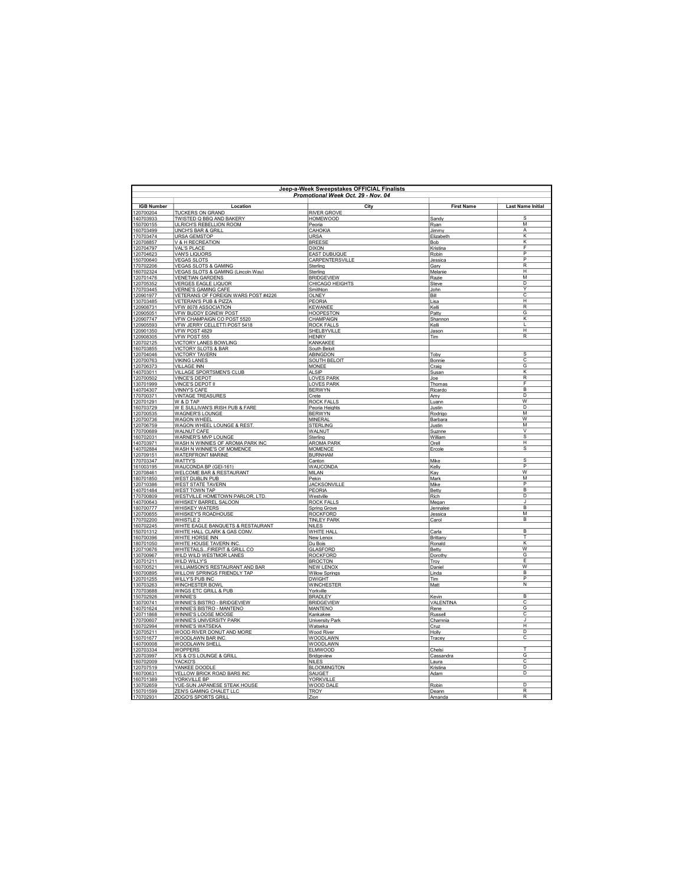**Jeep-a-Week Sweepstakes OFFICIAL Finalists**

***Promotional Week Oct. 29 - Nov. 04***

| IGB Number | Location | City | First Name | Last Name Initial |
|---|---|---|---|---|
| 120700204 | TUCKERS ON GRAND | RIVER GROVE | | |
| 140703933 | TWISTED Q BBQ AND BAKERY | HOMEWOOD | Sandy | S |
| 150700155 | ULRICH'S REBELLION ROOM | Peoria | Ryan | M |
| 160703499 | UNCH'S BAR & GRILL | CAHOKIA | Jimmy | A |
| 170703474 | URSA GEMSTOP | URSA | Elizabeth | K |
| 120708857 | V & H RECREATION | BREESE | Bob | K |
| 120704797 | VAL'S PLACE | DIXON | Kristina | F |
| 170704623 | VAN'S LIQUORS | EAST DUBUQUE | Robin | P |
| 150700640 | VEGAS SLOTS | CARPENTERSVILLE | Jessica | P |
| 170702206 | VEGAS SLOTS & GAMING | Sterling | Gary | R |
| 160702324 | VEGAS SLOTS & GAMING (Lincoln Way) | Sterling | Melanie | H |
| 120701476 | VENETIAN GARDENS | BRIDGEVIEW | Razie | M |
| 120705352 | VERGES EAGLE LIQUOR | CHICAGO HEIGHTS | Steve | D |
| 170703445 | VERNE'S GAMING CAFE | Smithton | John | Y |
| 120901977 | VETERANS OF FOREIGN WARS POST #4226 | OLNEY | Bill | C |
| 130703485 | VETERAN'S PUB & PIZZA | PEORIA | Lisa | H |
| 120908731 | VFW 8078 ASSOCIATION | KEWANEE | Kelli | R |
| 120905051 | VFW BUDDY EGNEW POST | HOOPESTON | Patty | G |
| 120907747 | VFW CHAMPAIGN CO POST 5520 | CHAMPAIGN | Shannon | K |
| 120905593 | VFW JERRY CELLETTI POST 5418 | ROCK FALLS | Kelli | L |
| 120901350 | VFW POST 4829 | SHELBYVILLE | Jason | H |
| 120908305 | VFW POST 555 | HENRY | Tim | R |
| 120702125 | VICTORY LANES BOWLING | KANKAKEE | | |
| 160703855 | VICTORY SLOTS & BAR | South Beloit | | |
| 120704046 | VICTORY TAVERN | ABINGDON | Toby | S |
| 120700763 | VIKING LANES | SOUTH BELOIT | Bonnie | C |
| 120706373 | VILLAGE INN | MONEE | Craig | G |
| 140703011 | VILLAGE SPORTSMEN'S CLUB | ALSIP | Susan | K |
| 120700502 | VINCE'S DEPOT | LOVES PARK | Joe | R |
| 130701999 | VINCE'S DEPOT II | LOVES PARK | Thomas | F |
| 140704307 | VINNY'S CAFE | BERWYN | Ricardo | B |
| 170700371 | VINTAGE TREASURES | Crete | Amy | D |
| 120701291 | W & D TAP | ROCK FALLS | Luann | W |
| 160703729 | W E SULLIVAN'S IRISH PUB & FARE | Peoria Heights | Justin | D |
| 120700535 | WAGNER'S LOUNGE | BERWYN | Rodrigo | M |
| 120700736 | WAGON WHEEL | MINERAL | Barbara | W |
| 120706759 | WAGON WHEEL LOUNGE & REST. | STERLING | Justin | M |
| 170700689 | WALNUT CAFE | WALNUT | Suznne | V |
| 160702031 | WARNER'S MVP LOUNGE | Sterling | William | S |
| 140703971 | WASH N WINNIES OF AROMA PARK INC | AROMA PARK | Orell | H |
| 140702884 | WASH N WINNIE'S OF MOMENCE | MOMENCE | Ercole | S |
| 120709151 | WATERFRONT MARINE | BURNHAM | | |
| 170703347 | WATTY'S | Canton | Mike | S |
| 161003195 | WAUCONDA BP (GEI-161) | WAUCONDA | Kelly | P |
| 120708461 | WELCOME BAR & RESTAURANT | MILAN | Kay | W |
| 180701850 | WEST DUBLIN PUB | Pekin | Mark | M |
| 120710386 | WEST STATE TAVERN | JACKSONVILLE | Mike | P |
| 140701484 | WEST TOWN TAP | PEORIA | Betty | B |
| 170700809 | WESTVILLE HOMETOWN PARLOR, LTD. | Westville | Rich | D |
| 140700643 | WHISKEY BARREL SALOON | ROCK FALLS | Megan | J |
| 180700777 | WHISKEY WATERS | Spring Grove | Jennalee | B |
| 120700655 | WHISKEY'S ROADHOUSE | ROCKFORD | Jessica | M |
| 170702200 | WHISTLE 2 | TINLEY PARK | Carol | B |
| 160702245 | WHITE EAGLE BANQUETS & RESTAURANT | NILES | | |
| 150701312 | WHITE HALL CLARK & GAS CONV. | WHITE HALL | Carla | B |
| 160700396 | WHITE HORSE INN | New Lenox | Brittany | T |
| 180701050 | WHITE HOUSE TAVERN INC. | Du Bois | Ronald | K |
| 120710676 | WHITETAILS...FIREPIT & GRILL CO | GLASFORD | Betty | W |
| 130700967 | WILD WILD WESTMOR LANES | ROCKFORD | Dorothy | G |
| 120701211 | WILD WILLY'S | BROCTON | Troy | E |
| 160700521 | WILLIAMSON'S RESTAURANT AND BAR | NEW LENOX | Daniel | W |
| 160700895 | WILLOW SPRINGS FRIENDLY TAP | Willow Springs | Linda | B |
| 120701255 | WILLY'S PUB INC | DWIGHT | Tim | P |
| 130703263 | WINCHESTER BOWL | WINCHESTER | Matt | N |
| 170703688 | WINGS ETC GRILL & PUB | Yorkville | | |
| 150702926 | WINNIE'S | BRADLEY | Kevin | B |
| 130700741 | WINNIE'S BISTRO - BRIDGEVIEW | BRIDGEVIEW | VALENTINA | C |
| 140701624 | WINNIE'S BISTRO - MANTENO | MANTENO | Rene | G |
| 120711868 | WINNIE'S LOOSE MOOSE | Kankakee | Russell | C |
| 170700607 | WINNIE'S UNIVERSITY PARK | University Park | Charnnia | J |
| 160702994 | WINNIE'S WATSEKA | Watseka | Cruz | H |
| 120705211 | WOOD RIVER DONUT AND MORE | Wood River | Holly | D |
| 150701677 | WOODLAWN BAR INC. | WOODLAWN | Tracey | C |
| 140700008 | WOODLAWN SHELL | WOODLAWN | | |
| 120703334 | WOPPERS | ELMWOOD | Chelsi | T |
| 120703997 | X'S & O'S LOUNGE & GRILL | Bridgeview | Cassandra | G |
| 160702009 | YACKO'S | NILES | Laura | C |
| 120707519 | YANKEE DOODLE | BLOOMINGTON | Kristina | D |
| 160700631 | YELLOW BRICK ROAD BARS INC | SAUGET | Adam | D |
| 160701389 | YORKVILLE BP | YORKVILLE | | |
| 130702659 | YUE-SUN JAPANESE STEAK HOUSE | WOOD DALE | Robin | D |
| 150701599 | ZEN'S GAMING CHALET LLC | TROY | Deann | R |
| 170702931 | ZOGO'S SPORTS GRILL | Zion | Amanda | R |